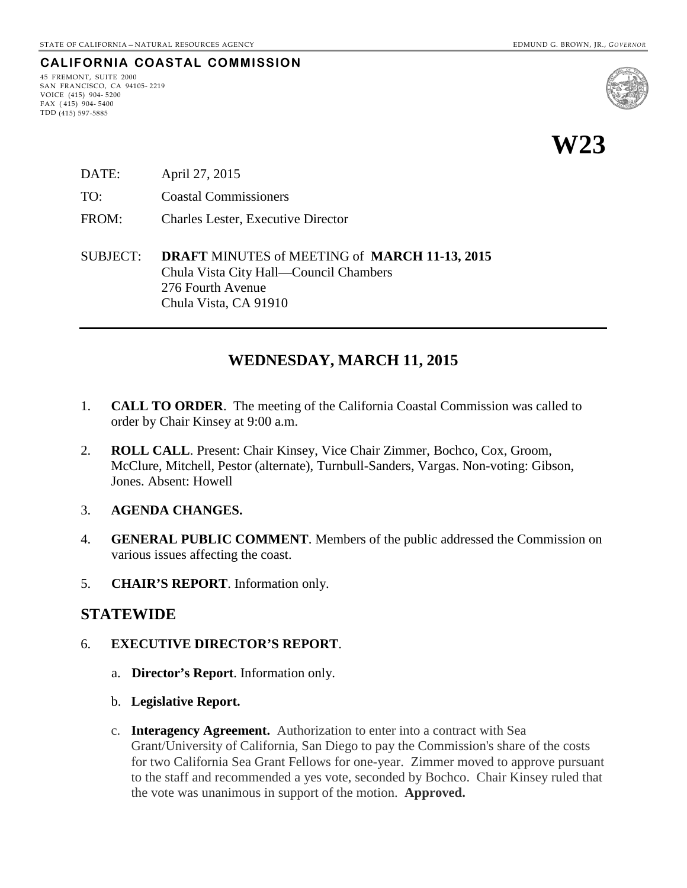STATE OF CALIFORNIA—NATURAL RESOURCES AGENCY EDMUND G. BROWN, JR., *GOVERNOR*

**CALIFORNIA COASTAL COMMISSION**

45 FREMONT, SUITE 2000
SAN FRANCISCO, CA 94105-2219
VOICE (415) 904-5200
FAX (415) 904-5400
TDD (415) 597-5885

# W23

DATE: April 27, 2015

TO: Coastal Commissioners

FROM: Charles Lester, Executive Director

SUBJECT: **DRAFT** MINUTES of MEETING of **MARCH 11-13, 2015**
Chula Vista City Hall—Council Chambers
276 Fourth Avenue
Chula Vista, CA 91910

---

## WEDNESDAY, MARCH 11, 2015

1. **CALL TO ORDER**. The meeting of the California Coastal Commission was called to order by Chair Kinsey at 9:00 a.m.

2. **ROLL CALL**. Present: Chair Kinsey, Vice Chair Zimmer, Bochco, Cox, Groom, McClure, Mitchell, Pestor (alternate), Turnbull-Sanders, Vargas. Non-voting: Gibson, Jones. Absent: Howell

3. **AGENDA CHANGES.**

4. **GENERAL PUBLIC COMMENT**. Members of the public addressed the Commission on various issues affecting the coast.

5. **CHAIR'S REPORT**. Information only.

## STATEWIDE

6. **EXECUTIVE DIRECTOR'S REPORT**.

   a. **Director's Report**. Information only.

   b. **Legislative Report.**

   c. **Interagency Agreement.** Authorization to enter into a contract with Sea Grant/University of California, San Diego to pay the Commission's share of the costs for two California Sea Grant Fellows for one-year. Zimmer moved to approve pursuant to the staff and recommended a yes vote, seconded by Bochco. Chair Kinsey ruled that the vote was unanimous in support of the motion. **Approved.**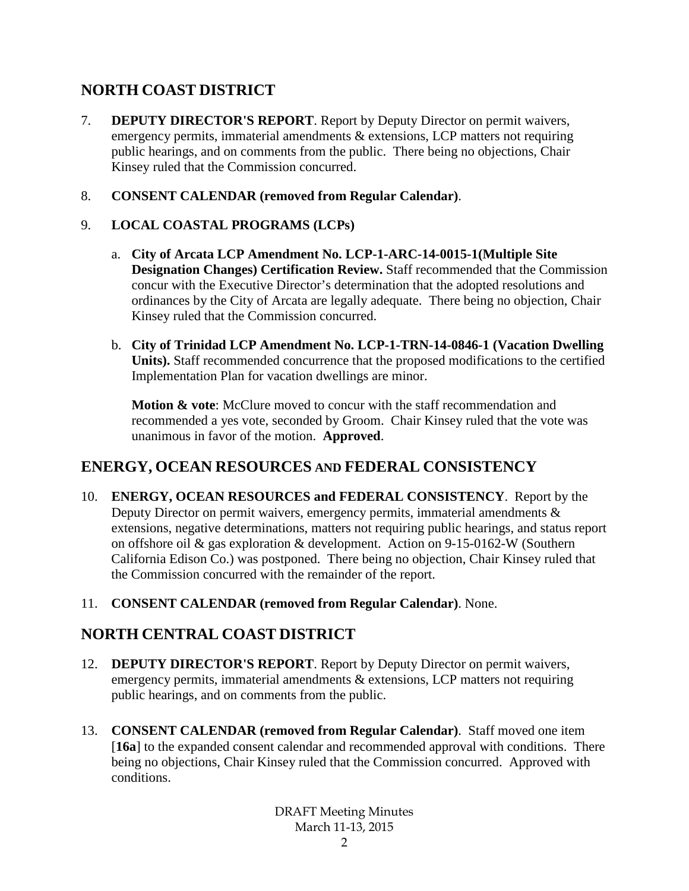## NORTH COAST DISTRICT

7. **DEPUTY DIRECTOR'S REPORT**. Report by Deputy Director on permit waivers, emergency permits, immaterial amendments & extensions, LCP matters not requiring public hearings, and on comments from the public. There being no objections, Chair Kinsey ruled that the Commission concurred.

8. **CONSENT CALENDAR (removed from Regular Calendar)**.

9. **LOCAL COASTAL PROGRAMS (LCPs)**

   a. **City of Arcata LCP Amendment No. LCP-1-ARC-14-0015-1(Multiple Site Designation Changes) Certification Review.** Staff recommended that the Commission concur with the Executive Director's determination that the adopted resolutions and ordinances by the City of Arcata are legally adequate. There being no objection, Chair Kinsey ruled that the Commission concurred.

   b. **City of Trinidad LCP Amendment No. LCP-1-TRN-14-0846-1 (Vacation Dwelling Units).** Staff recommended concurrence that the proposed modifications to the certified Implementation Plan for vacation dwellings are minor.

      **Motion & vote**: McClure moved to concur with the staff recommendation and recommended a yes vote, seconded by Groom. Chair Kinsey ruled that the vote was unanimous in favor of the motion. **Approved**.

## ENERGY, OCEAN RESOURCES AND FEDERAL CONSISTENCY

10. **ENERGY, OCEAN RESOURCES and FEDERAL CONSISTENCY**. Report by the Deputy Director on permit waivers, emergency permits, immaterial amendments & extensions, negative determinations, matters not requiring public hearings, and status report on offshore oil & gas exploration & development. Action on 9-15-0162-W (Southern California Edison Co.) was postponed. There being no objection, Chair Kinsey ruled that the Commission concurred with the remainder of the report.

11. **CONSENT CALENDAR (removed from Regular Calendar)**. None.

## NORTH CENTRAL COAST DISTRICT

12. **DEPUTY DIRECTOR'S REPORT**. Report by Deputy Director on permit waivers, emergency permits, immaterial amendments & extensions, LCP matters not requiring public hearings, and on comments from the public.

13. **CONSENT CALENDAR (removed from Regular Calendar)**. Staff moved one item [**16a**] to the expanded consent calendar and recommended approval with conditions. There being no objections, Chair Kinsey ruled that the Commission concurred. Approved with conditions.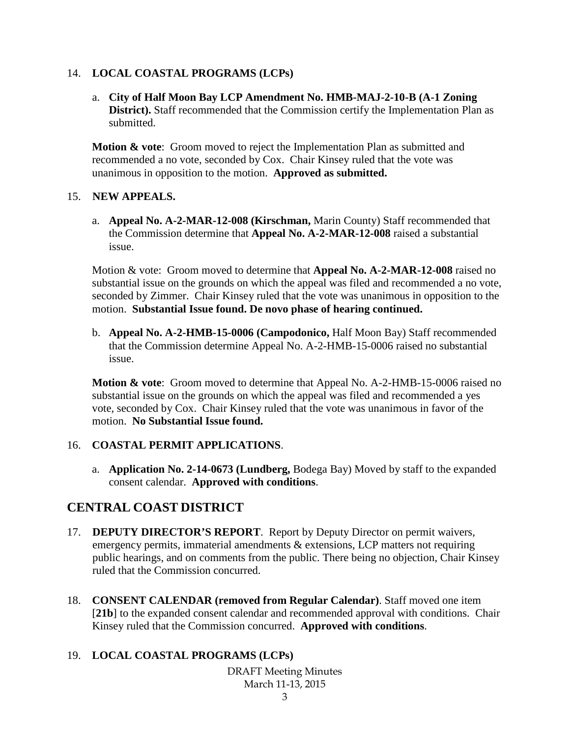14. **LOCAL COASTAL PROGRAMS (LCPs)**

    a. **City of Half Moon Bay LCP Amendment No. HMB-MAJ-2-10-B (A-1 Zoning District).** Staff recommended that the Commission certify the Implementation Plan as submitted.

    **Motion & vote**: Groom moved to reject the Implementation Plan as submitted and recommended a no vote, seconded by Cox. Chair Kinsey ruled that the vote was unanimous in opposition to the motion. **Approved as submitted.**

15. **NEW APPEALS.**

    a. **Appeal No. A-2-MAR-12-008 (Kirschman,** Marin County) Staff recommended that the Commission determine that **Appeal No. A-2-MAR-12-008** raised a substantial issue.

    Motion & vote: Groom moved to determine that **Appeal No. A-2-MAR-12-008** raised no substantial issue on the grounds on which the appeal was filed and recommended a no vote, seconded by Zimmer. Chair Kinsey ruled that the vote was unanimous in opposition to the motion. **Substantial Issue found. De novo phase of hearing continued.**

    b. **Appeal No. A-2-HMB-15-0006 (Campodonico,** Half Moon Bay) Staff recommended that the Commission determine Appeal No. A-2-HMB-15-0006 raised no substantial issue.

    **Motion & vote**: Groom moved to determine that Appeal No. A-2-HMB-15-0006 raised no substantial issue on the grounds on which the appeal was filed and recommended a yes vote, seconded by Cox. Chair Kinsey ruled that the vote was unanimous in favor of the motion. **No Substantial Issue found.**

16. **COASTAL PERMIT APPLICATIONS**.

    a. **Application No. 2-14-0673 (Lundberg,** Bodega Bay) Moved by staff to the expanded consent calendar. **Approved with conditions**.

## CENTRAL COAST DISTRICT

17. **DEPUTY DIRECTOR'S REPORT**. Report by Deputy Director on permit waivers, emergency permits, immaterial amendments & extensions, LCP matters not requiring public hearings, and on comments from the public. There being no objection, Chair Kinsey ruled that the Commission concurred.

18. **CONSENT CALENDAR (removed from Regular Calendar)**. Staff moved one item [**21b**] to the expanded consent calendar and recommended approval with conditions. Chair Kinsey ruled that the Commission concurred. **Approved with conditions**.

19. **LOCAL COASTAL PROGRAMS (LCPs)**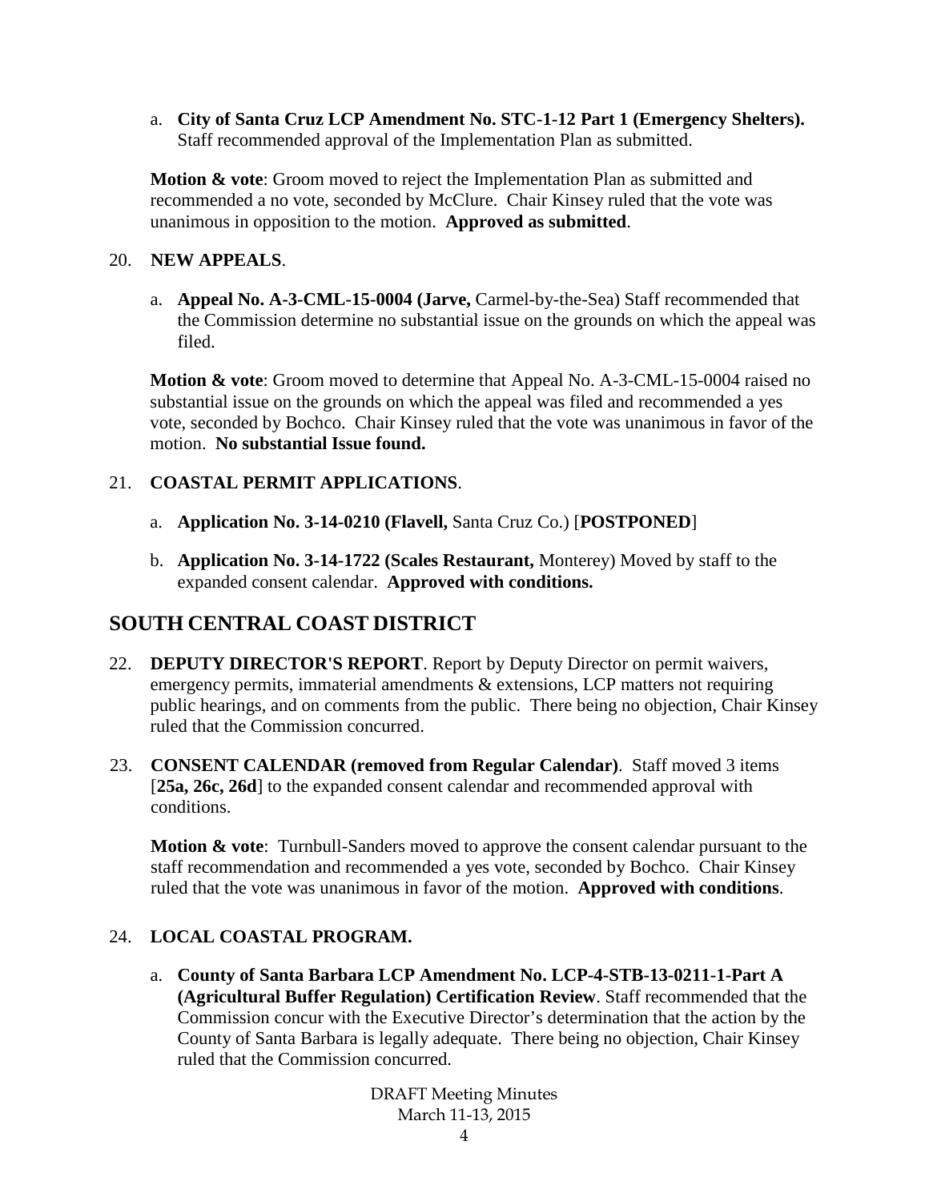a. **City of Santa Cruz LCP Amendment No. STC-1-12 Part 1 (Emergency Shelters).** Staff recommended approval of the Implementation Plan as submitted.

**Motion & vote**: Groom moved to reject the Implementation Plan as submitted and recommended a no vote, seconded by McClure. Chair Kinsey ruled that the vote was unanimous in opposition to the motion. **Approved as submitted**.

20. **NEW APPEALS**.

a. **Appeal No. A-3-CML-15-0004 (Jarve,** Carmel-by-the-Sea) Staff recommended that the Commission determine no substantial issue on the grounds on which the appeal was filed.

**Motion & vote**: Groom moved to determine that Appeal No. A-3-CML-15-0004 raised no substantial issue on the grounds on which the appeal was filed and recommended a yes vote, seconded by Bochco. Chair Kinsey ruled that the vote was unanimous in favor of the motion. **No substantial Issue found.**

21. **COASTAL PERMIT APPLICATIONS**.

a. **Application No. 3-14-0210 (Flavell,** Santa Cruz Co.) [**POSTPONED**]

b. **Application No. 3-14-1722 (Scales Restaurant,** Monterey) Moved by staff to the expanded consent calendar. **Approved with conditions.**

## SOUTH CENTRAL COAST DISTRICT

22. **DEPUTY DIRECTOR'S REPORT**. Report by Deputy Director on permit waivers, emergency permits, immaterial amendments & extensions, LCP matters not requiring public hearings, and on comments from the public. There being no objection, Chair Kinsey ruled that the Commission concurred.

23. **CONSENT CALENDAR (removed from Regular Calendar)**. Staff moved 3 items [**25a, 26c, 26d**] to the expanded consent calendar and recommended approval with conditions.

**Motion & vote**: Turnbull-Sanders moved to approve the consent calendar pursuant to the staff recommendation and recommended a yes vote, seconded by Bochco. Chair Kinsey ruled that the vote was unanimous in favor of the motion. **Approved with conditions**.

24. **LOCAL COASTAL PROGRAM.**

a. **County of Santa Barbara LCP Amendment No. LCP-4-STB-13-0211-1-Part A (Agricultural Buffer Regulation) Certification Review**. Staff recommended that the Commission concur with the Executive Director's determination that the action by the County of Santa Barbara is legally adequate. There being no objection, Chair Kinsey ruled that the Commission concurred.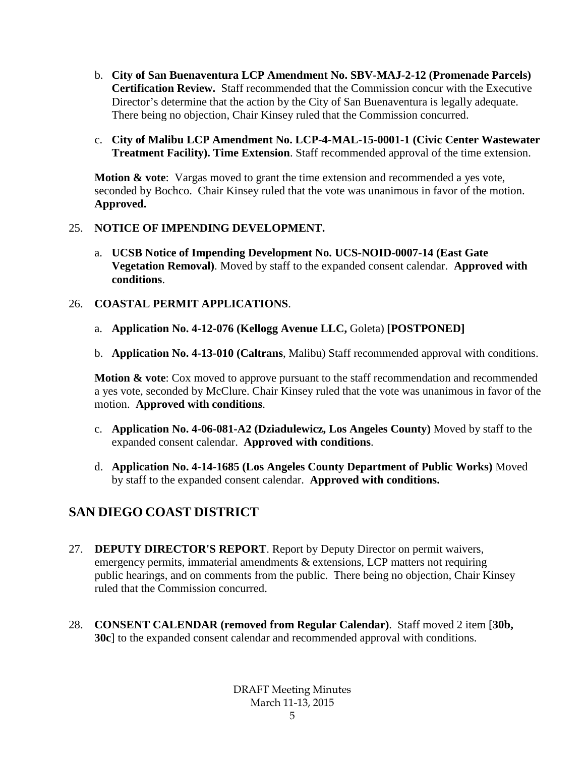b. **City of San Buenaventura LCP Amendment No. SBV-MAJ-2-12 (Promenade Parcels) Certification Review.** Staff recommended that the Commission concur with the Executive Director's determine that the action by the City of San Buenaventura is legally adequate. There being no objection, Chair Kinsey ruled that the Commission concurred.

c. **City of Malibu LCP Amendment No. LCP-4-MAL-15-0001-1 (Civic Center Wastewater Treatment Facility). Time Extension**. Staff recommended approval of the time extension.

**Motion & vote**: Vargas moved to grant the time extension and recommended a yes vote, seconded by Bochco. Chair Kinsey ruled that the vote was unanimous in favor of the motion. **Approved.**

25. **NOTICE OF IMPENDING DEVELOPMENT.**

a. **UCSB Notice of Impending Development No. UCS-NOID-0007-14 (East Gate Vegetation Removal)**. Moved by staff to the expanded consent calendar. **Approved with conditions**.

26. **COASTAL PERMIT APPLICATIONS**.

a. **Application No. 4-12-076 (Kellogg Avenue LLC,** Goleta) **[POSTPONED]**

b. **Application No. 4-13-010 (Caltrans**, Malibu) Staff recommended approval with conditions.

**Motion & vote**: Cox moved to approve pursuant to the staff recommendation and recommended a yes vote, seconded by McClure. Chair Kinsey ruled that the vote was unanimous in favor of the motion. **Approved with conditions**.

c. **Application No. 4-06-081-A2 (Dziadulewicz, Los Angeles County)** Moved by staff to the expanded consent calendar. **Approved with conditions**.

d. **Application No. 4-14-1685 (Los Angeles County Department of Public Works)** Moved by staff to the expanded consent calendar. **Approved with conditions.**

## SAN DIEGO COAST DISTRICT

27. **DEPUTY DIRECTOR'S REPORT**. Report by Deputy Director on permit waivers, emergency permits, immaterial amendments & extensions, LCP matters not requiring public hearings, and on comments from the public. There being no objection, Chair Kinsey ruled that the Commission concurred.

28. **CONSENT CALENDAR (removed from Regular Calendar)**. Staff moved 2 item [**30b, 30c**] to the expanded consent calendar and recommended approval with conditions.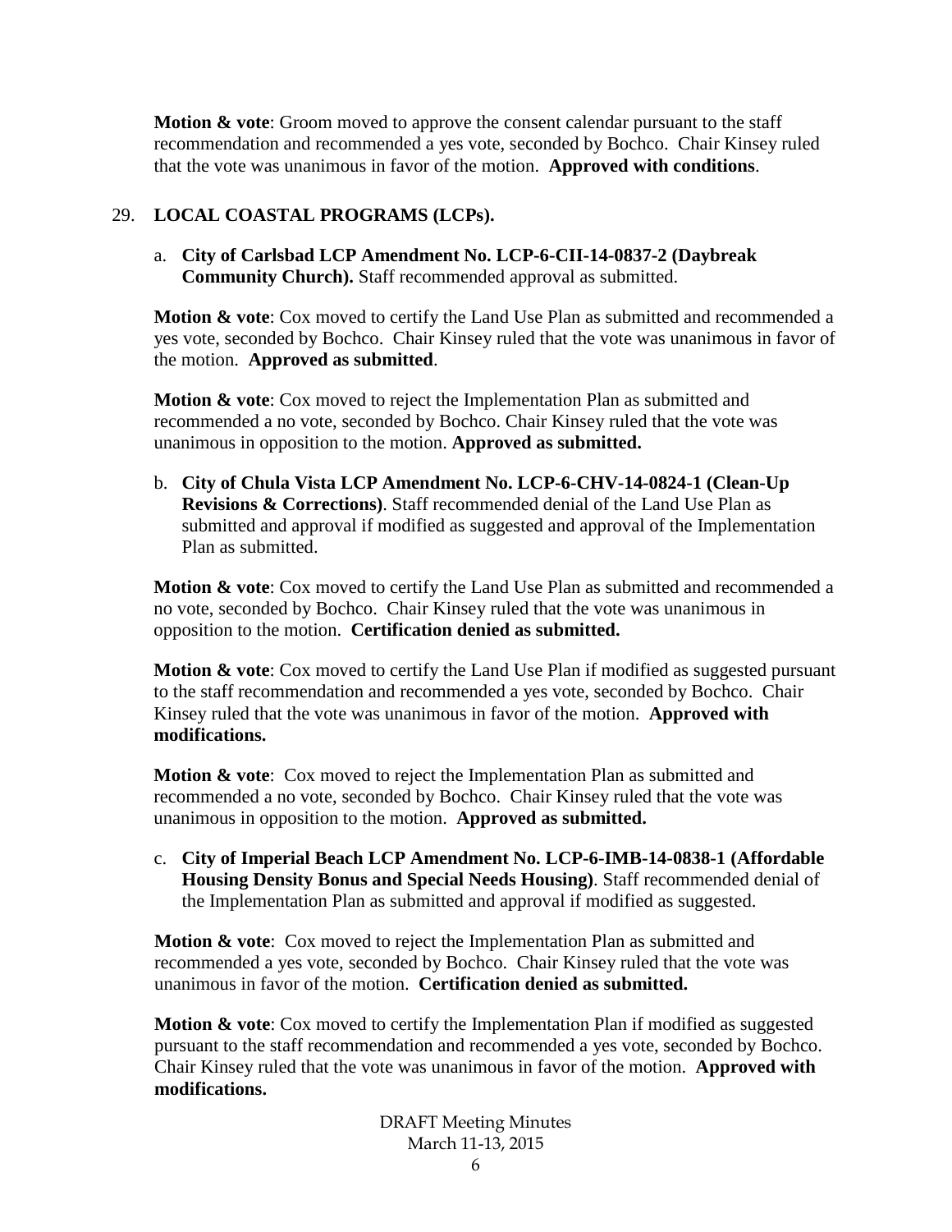**Motion & vote**: Groom moved to approve the consent calendar pursuant to the staff recommendation and recommended a yes vote, seconded by Bochco. Chair Kinsey ruled that the vote was unanimous in favor of the motion. **Approved with conditions**.

29. **LOCAL COASTAL PROGRAMS (LCPs).**

a. **City of Carlsbad LCP Amendment No. LCP-6-CII-14-0837-2 (Daybreak Community Church).** Staff recommended approval as submitted.

**Motion & vote**: Cox moved to certify the Land Use Plan as submitted and recommended a yes vote, seconded by Bochco. Chair Kinsey ruled that the vote was unanimous in favor of the motion. **Approved as submitted**.

**Motion & vote**: Cox moved to reject the Implementation Plan as submitted and recommended a no vote, seconded by Bochco. Chair Kinsey ruled that the vote was unanimous in opposition to the motion. **Approved as submitted.**

b. **City of Chula Vista LCP Amendment No. LCP-6-CHV-14-0824-1 (Clean-Up Revisions & Corrections)**. Staff recommended denial of the Land Use Plan as submitted and approval if modified as suggested and approval of the Implementation Plan as submitted.

**Motion & vote**: Cox moved to certify the Land Use Plan as submitted and recommended a no vote, seconded by Bochco. Chair Kinsey ruled that the vote was unanimous in opposition to the motion. **Certification denied as submitted.**

**Motion & vote**: Cox moved to certify the Land Use Plan if modified as suggested pursuant to the staff recommendation and recommended a yes vote, seconded by Bochco. Chair Kinsey ruled that the vote was unanimous in favor of the motion. **Approved with modifications.**

**Motion & vote**: Cox moved to reject the Implementation Plan as submitted and recommended a no vote, seconded by Bochco. Chair Kinsey ruled that the vote was unanimous in opposition to the motion. **Approved as submitted.**

c. **City of Imperial Beach LCP Amendment No. LCP-6-IMB-14-0838-1 (Affordable Housing Density Bonus and Special Needs Housing)**. Staff recommended denial of the Implementation Plan as submitted and approval if modified as suggested.

**Motion & vote**: Cox moved to reject the Implementation Plan as submitted and recommended a yes vote, seconded by Bochco. Chair Kinsey ruled that the vote was unanimous in favor of the motion. **Certification denied as submitted.**

**Motion & vote**: Cox moved to certify the Implementation Plan if modified as suggested pursuant to the staff recommendation and recommended a yes vote, seconded by Bochco. Chair Kinsey ruled that the vote was unanimous in favor of the motion. **Approved with modifications.**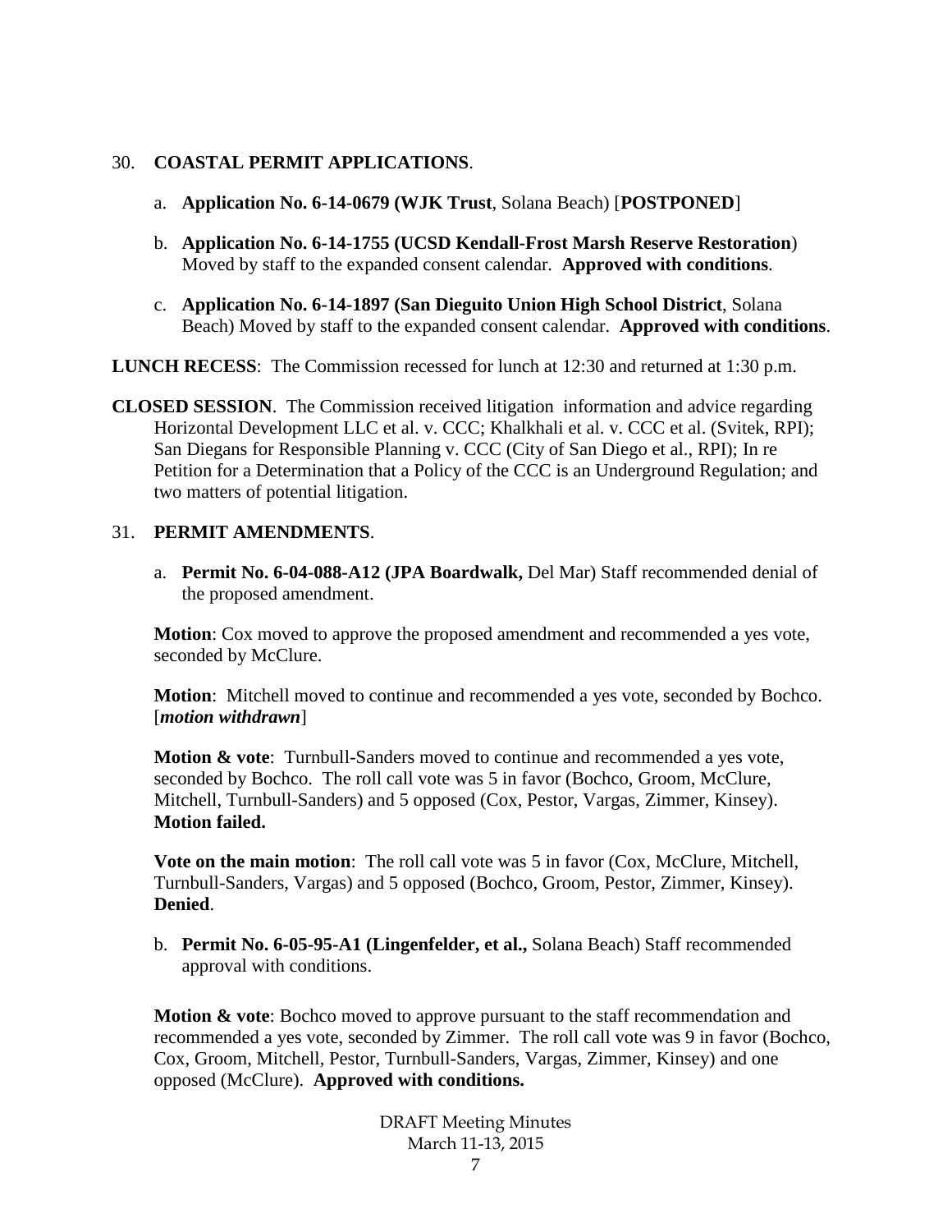30. **COASTAL PERMIT APPLICATIONS**.

   a. **Application No. 6-14-0679 (WJK Trust**, Solana Beach) [**POSTPONED**]

   b. **Application No. 6-14-1755 (UCSD Kendall-Frost Marsh Reserve Restoration**) Moved by staff to the expanded consent calendar. **Approved with conditions**.

   c. **Application No. 6-14-1897 (San Dieguito Union High School District**, Solana Beach) Moved by staff to the expanded consent calendar. **Approved with conditions**.

**LUNCH RECESS**: The Commission recessed for lunch at 12:30 and returned at 1:30 p.m.

**CLOSED SESSION**. The Commission received litigation information and advice regarding Horizontal Development LLC et al. v. CCC; Khalkhali et al. v. CCC et al. (Svitek, RPI); San Diegans for Responsible Planning v. CCC (City of San Diego et al., RPI); In re Petition for a Determination that a Policy of the CCC is an Underground Regulation; and two matters of potential litigation.

31. **PERMIT AMENDMENTS**.

   a. **Permit No. 6-04-088-A12 (JPA Boardwalk,** Del Mar) Staff recommended denial of the proposed amendment.

   **Motion**: Cox moved to approve the proposed amendment and recommended a yes vote, seconded by McClure.

   **Motion**: Mitchell moved to continue and recommended a yes vote, seconded by Bochco. [***motion withdrawn***]

   **Motion & vote**: Turnbull-Sanders moved to continue and recommended a yes vote, seconded by Bochco. The roll call vote was 5 in favor (Bochco, Groom, McClure, Mitchell, Turnbull-Sanders) and 5 opposed (Cox, Pestor, Vargas, Zimmer, Kinsey). **Motion failed.**

   **Vote on the main motion**: The roll call vote was 5 in favor (Cox, McClure, Mitchell, Turnbull-Sanders, Vargas) and 5 opposed (Bochco, Groom, Pestor, Zimmer, Kinsey). **Denied**.

   b. **Permit No. 6-05-95-A1 (Lingenfelder, et al.,** Solana Beach) Staff recommended approval with conditions.

   **Motion & vote**: Bochco moved to approve pursuant to the staff recommendation and recommended a yes vote, seconded by Zimmer. The roll call vote was 9 in favor (Bochco, Cox, Groom, Mitchell, Pestor, Turnbull-Sanders, Vargas, Zimmer, Kinsey) and one opposed (McClure). **Approved with conditions.**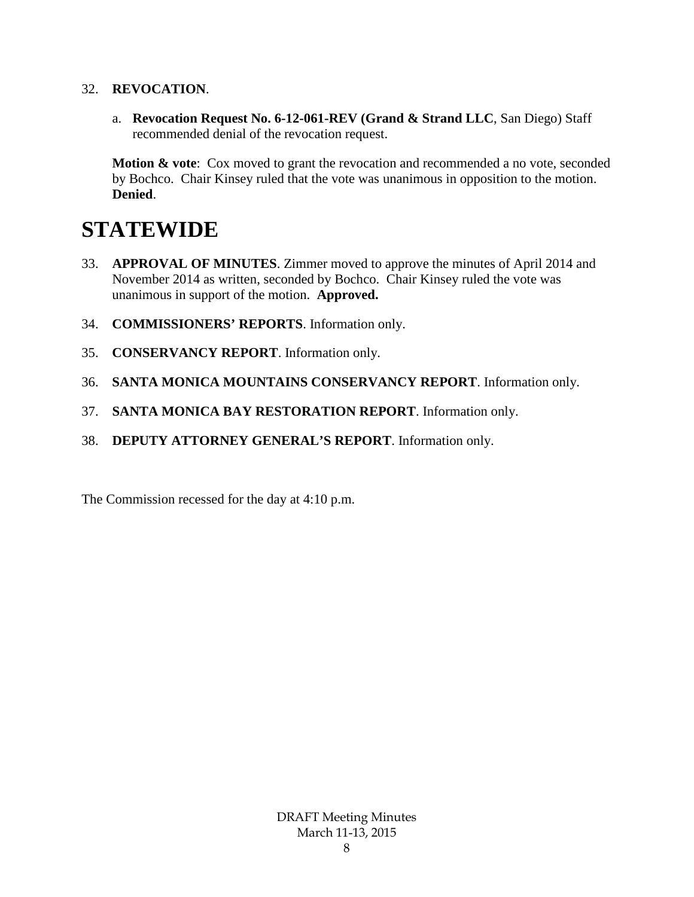32. **REVOCATION**.

    a. **Revocation Request No. 6-12-061-REV (Grand & Strand LLC**, San Diego) Staff recommended denial of the revocation request.

    **Motion & vote**: Cox moved to grant the revocation and recommended a no vote, seconded by Bochco. Chair Kinsey ruled that the vote was unanimous in opposition to the motion. **Denied**.

# STATEWIDE

33. **APPROVAL OF MINUTES**. Zimmer moved to approve the minutes of April 2014 and November 2014 as written, seconded by Bochco. Chair Kinsey ruled the vote was unanimous in support of the motion. **Approved.**

34. **COMMISSIONERS' REPORTS**. Information only.

35. **CONSERVANCY REPORT**. Information only.

36. **SANTA MONICA MOUNTAINS CONSERVANCY REPORT**. Information only.

37. **SANTA MONICA BAY RESTORATION REPORT**. Information only.

38. **DEPUTY ATTORNEY GENERAL'S REPORT**. Information only.

The Commission recessed for the day at 4:10 p.m.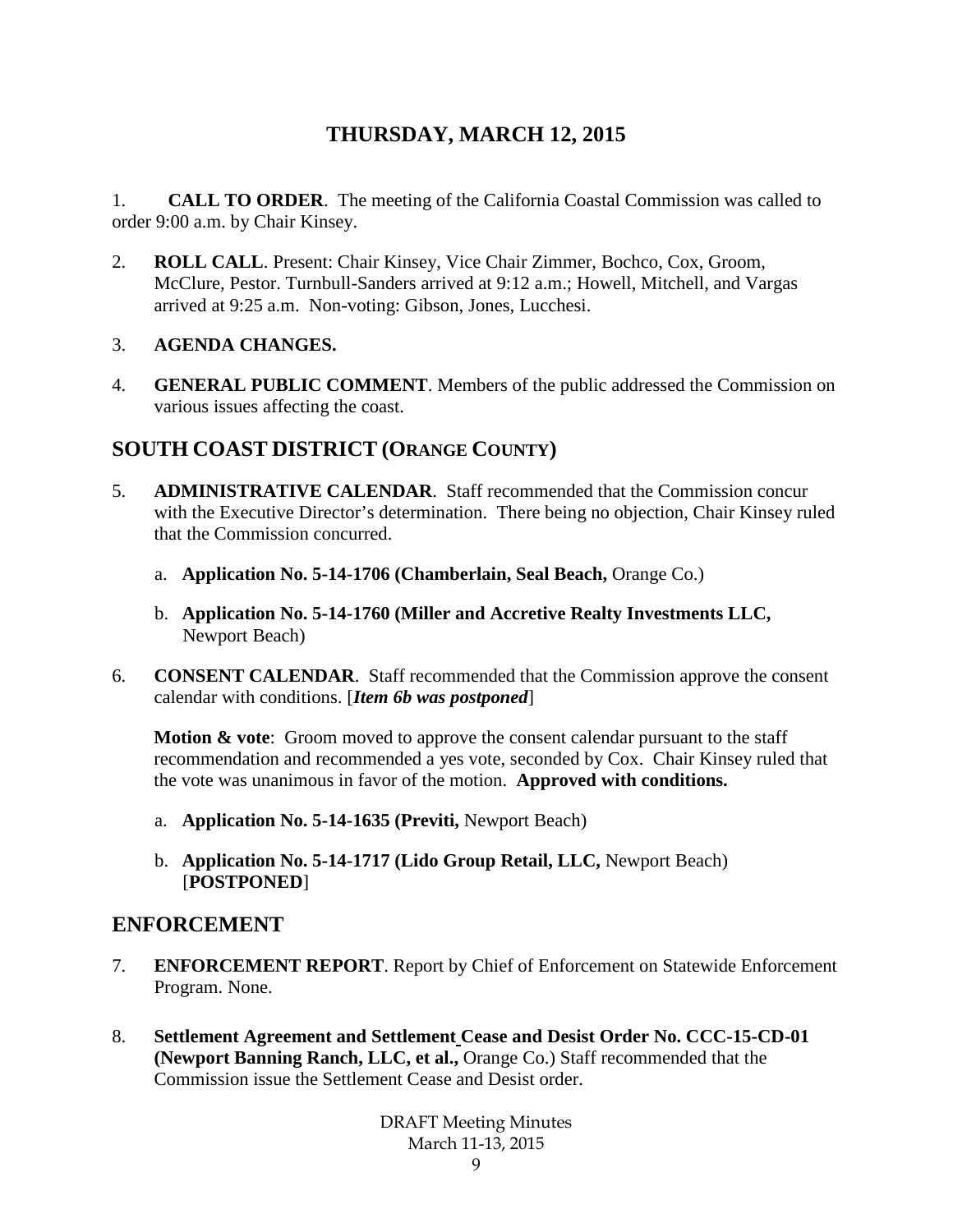# THURSDAY, MARCH 12, 2015

1. **CALL TO ORDER**. The meeting of the California Coastal Commission was called to order 9:00 a.m. by Chair Kinsey.

2. **ROLL CALL**. Present: Chair Kinsey, Vice Chair Zimmer, Bochco, Cox, Groom, McClure, Pestor. Turnbull-Sanders arrived at 9:12 a.m.; Howell, Mitchell, and Vargas arrived at 9:25 a.m. Non-voting: Gibson, Jones, Lucchesi.

3. **AGENDA CHANGES.**

4. **GENERAL PUBLIC COMMENT**. Members of the public addressed the Commission on various issues affecting the coast.

## SOUTH COAST DISTRICT (ORANGE COUNTY)

5. **ADMINISTRATIVE CALENDAR**. Staff recommended that the Commission concur with the Executive Director's determination. There being no objection, Chair Kinsey ruled that the Commission concurred.

   a. **Application No. 5-14-1706 (Chamberlain, Seal Beach,** Orange Co.)

   b. **Application No. 5-14-1760 (Miller and Accretive Realty Investments LLC,** Newport Beach)

6. **CONSENT CALENDAR**. Staff recommended that the Commission approve the consent calendar with conditions. [***Item 6b was postponed***]

   **Motion & vote**: Groom moved to approve the consent calendar pursuant to the staff recommendation and recommended a yes vote, seconded by Cox. Chair Kinsey ruled that the vote was unanimous in favor of the motion. **Approved with conditions.**

   a. **Application No. 5-14-1635 (Previti,** Newport Beach)

   b. **Application No. 5-14-1717 (Lido Group Retail, LLC,** Newport Beach) [**POSTPONED**]

## ENFORCEMENT

7. **ENFORCEMENT REPORT**. Report by Chief of Enforcement on Statewide Enforcement Program. None.

8. **Settlement Agreement and Settlement Cease and Desist Order No. CCC-15-CD-01 (Newport Banning Ranch, LLC, et al.,** Orange Co.) Staff recommended that the Commission issue the Settlement Cease and Desist order.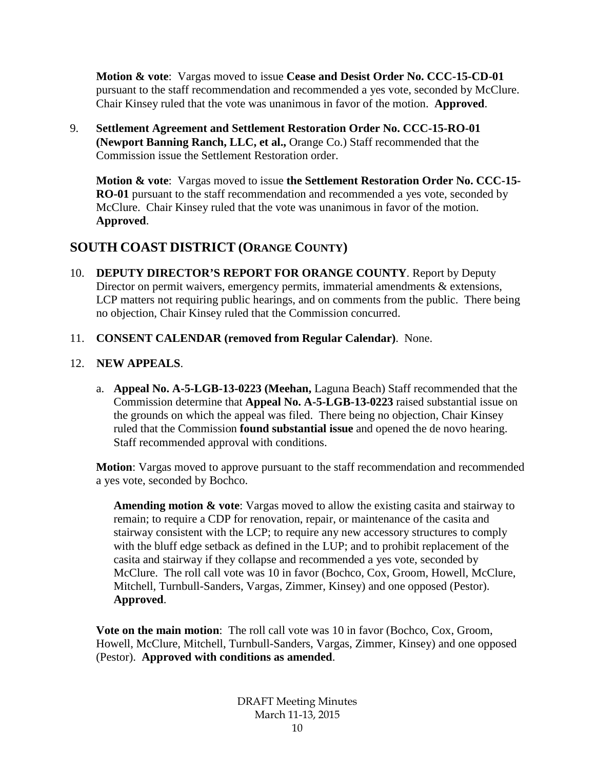**Motion & vote**: Vargas moved to issue **Cease and Desist Order No. CCC-15-CD-01** pursuant to the staff recommendation and recommended a yes vote, seconded by McClure. Chair Kinsey ruled that the vote was unanimous in favor of the motion. **Approved**.

9. **Settlement Agreement and Settlement Restoration Order No. CCC-15-RO-01 (Newport Banning Ranch, LLC, et al.,** Orange Co.) Staff recommended that the Commission issue the Settlement Restoration order.

   **Motion & vote**: Vargas moved to issue **the Settlement Restoration Order No. CCC-15-RO-01** pursuant to the staff recommendation and recommended a yes vote, seconded by McClure. Chair Kinsey ruled that the vote was unanimous in favor of the motion. **Approved**.

## SOUTH COAST DISTRICT (ORANGE COUNTY)

10. **DEPUTY DIRECTOR'S REPORT FOR ORANGE COUNTY**. Report by Deputy Director on permit waivers, emergency permits, immaterial amendments & extensions, LCP matters not requiring public hearings, and on comments from the public. There being no objection, Chair Kinsey ruled that the Commission concurred.

11. **CONSENT CALENDAR (removed from Regular Calendar)**. None.

12. **NEW APPEALS**.

    a. **Appeal No. A-5-LGB-13-0223 (Meehan,** Laguna Beach) Staff recommended that the Commission determine that **Appeal No. A-5-LGB-13-0223** raised substantial issue on the grounds on which the appeal was filed. There being no objection, Chair Kinsey ruled that the Commission **found substantial issue** and opened the de novo hearing. Staff recommended approval with conditions.

    **Motion**: Vargas moved to approve pursuant to the staff recommendation and recommended a yes vote, seconded by Bochco.

    **Amending motion & vote**: Vargas moved to allow the existing casita and stairway to remain; to require a CDP for renovation, repair, or maintenance of the casita and stairway consistent with the LCP; to require any new accessory structures to comply with the bluff edge setback as defined in the LUP; and to prohibit replacement of the casita and stairway if they collapse and recommended a yes vote, seconded by McClure. The roll call vote was 10 in favor (Bochco, Cox, Groom, Howell, McClure, Mitchell, Turnbull-Sanders, Vargas, Zimmer, Kinsey) and one opposed (Pestor). **Approved**.

    **Vote on the main motion**: The roll call vote was 10 in favor (Bochco, Cox, Groom, Howell, McClure, Mitchell, Turnbull-Sanders, Vargas, Zimmer, Kinsey) and one opposed (Pestor). **Approved with conditions as amended**.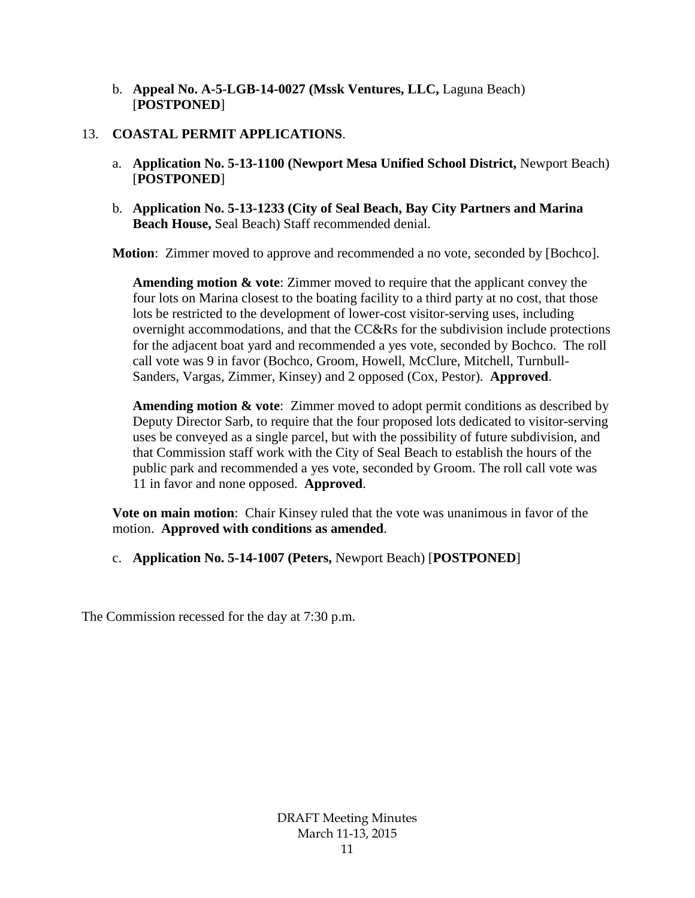b. **Appeal No. A-5-LGB-14-0027 (Mssk Ventures, LLC,** Laguna Beach) [**POSTPONED**]

13. **COASTAL PERMIT APPLICATIONS**.

a. **Application No. 5-13-1100 (Newport Mesa Unified School District,** Newport Beach) [**POSTPONED**]

b. **Application No. 5-13-1233 (City of Seal Beach, Bay City Partners and Marina Beach House,** Seal Beach) Staff recommended denial.

**Motion**: Zimmer moved to approve and recommended a no vote, seconded by [Bochco].

**Amending motion & vote**: Zimmer moved to require that the applicant convey the four lots on Marina closest to the boating facility to a third party at no cost, that those lots be restricted to the development of lower-cost visitor-serving uses, including overnight accommodations, and that the CC&Rs for the subdivision include protections for the adjacent boat yard and recommended a yes vote, seconded by Bochco. The roll call vote was 9 in favor (Bochco, Groom, Howell, McClure, Mitchell, Turnbull-Sanders, Vargas, Zimmer, Kinsey) and 2 opposed (Cox, Pestor). **Approved**.

**Amending motion & vote**: Zimmer moved to adopt permit conditions as described by Deputy Director Sarb, to require that the four proposed lots dedicated to visitor-serving uses be conveyed as a single parcel, but with the possibility of future subdivision, and that Commission staff work with the City of Seal Beach to establish the hours of the public park and recommended a yes vote, seconded by Groom. The roll call vote was 11 in favor and none opposed. **Approved**.

**Vote on main motion**: Chair Kinsey ruled that the vote was unanimous in favor of the motion. **Approved with conditions as amended**.

c. **Application No. 5-14-1007 (Peters,** Newport Beach) [**POSTPONED**]

The Commission recessed for the day at 7:30 p.m.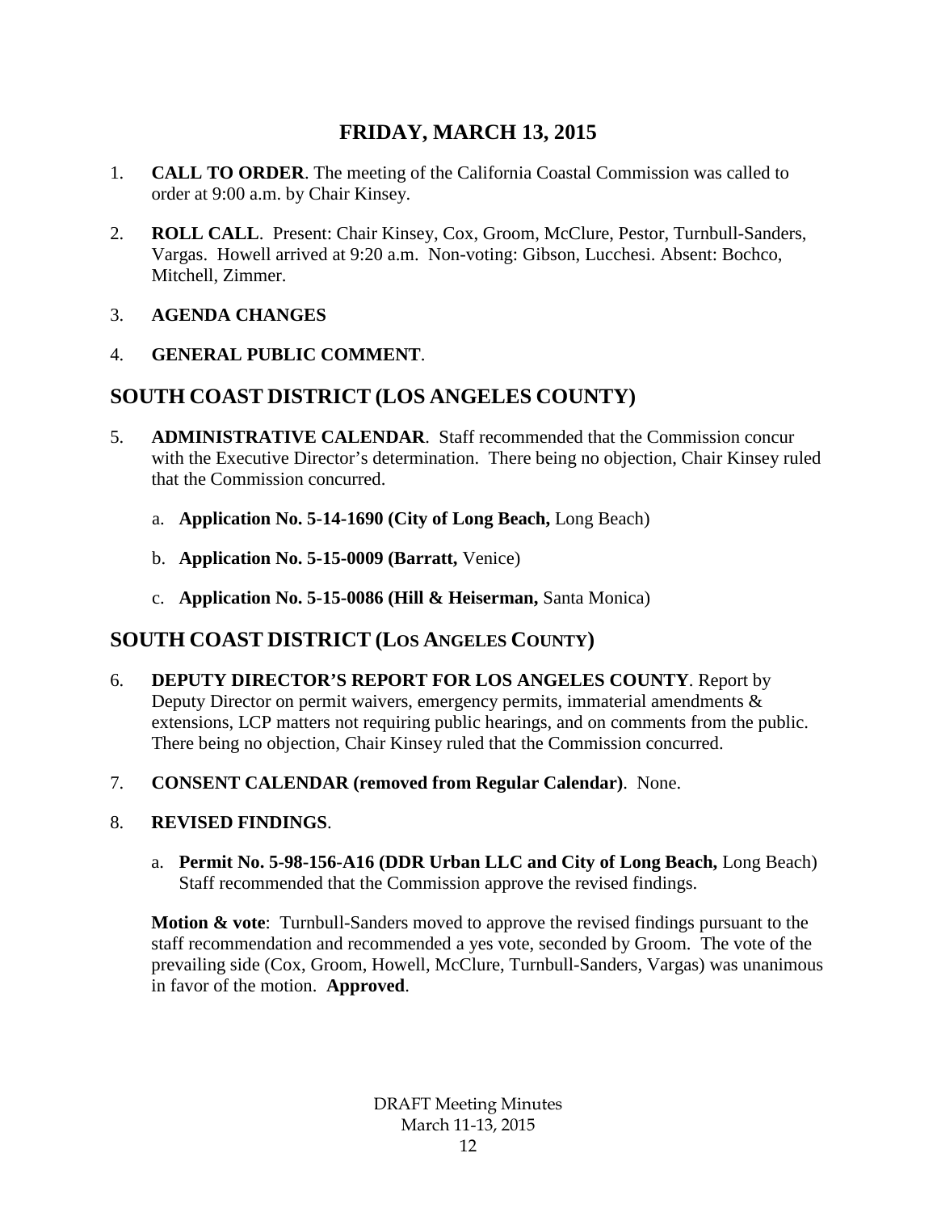# FRIDAY, MARCH 13, 2015

1. **CALL TO ORDER**. The meeting of the California Coastal Commission was called to order at 9:00 a.m. by Chair Kinsey.

2. **ROLL CALL**. Present: Chair Kinsey, Cox, Groom, McClure, Pestor, Turnbull-Sanders, Vargas. Howell arrived at 9:20 a.m. Non-voting: Gibson, Lucchesi. Absent: Bochco, Mitchell, Zimmer.

3. **AGENDA CHANGES**

4. **GENERAL PUBLIC COMMENT**.

## SOUTH COAST DISTRICT (LOS ANGELES COUNTY)

5. **ADMINISTRATIVE CALENDAR**. Staff recommended that the Commission concur with the Executive Director's determination. There being no objection, Chair Kinsey ruled that the Commission concurred.

   a. **Application No. 5-14-1690 (City of Long Beach,** Long Beach)

   b. **Application No. 5-15-0009 (Barratt,** Venice)

   c. **Application No. 5-15-0086 (Hill & Heiserman,** Santa Monica)

## SOUTH COAST DISTRICT (LOS ANGELES COUNTY)

6. **DEPUTY DIRECTOR'S REPORT FOR LOS ANGELES COUNTY**. Report by Deputy Director on permit waivers, emergency permits, immaterial amendments & extensions, LCP matters not requiring public hearings, and on comments from the public. There being no objection, Chair Kinsey ruled that the Commission concurred.

7. **CONSENT CALENDAR (removed from Regular Calendar)**. None.

8. **REVISED FINDINGS**.

   a. **Permit No. 5-98-156-A16 (DDR Urban LLC and City of Long Beach,** Long Beach) Staff recommended that the Commission approve the revised findings.

   **Motion & vote**: Turnbull-Sanders moved to approve the revised findings pursuant to the staff recommendation and recommended a yes vote, seconded by Groom. The vote of the prevailing side (Cox, Groom, Howell, McClure, Turnbull-Sanders, Vargas) was unanimous in favor of the motion. **Approved**.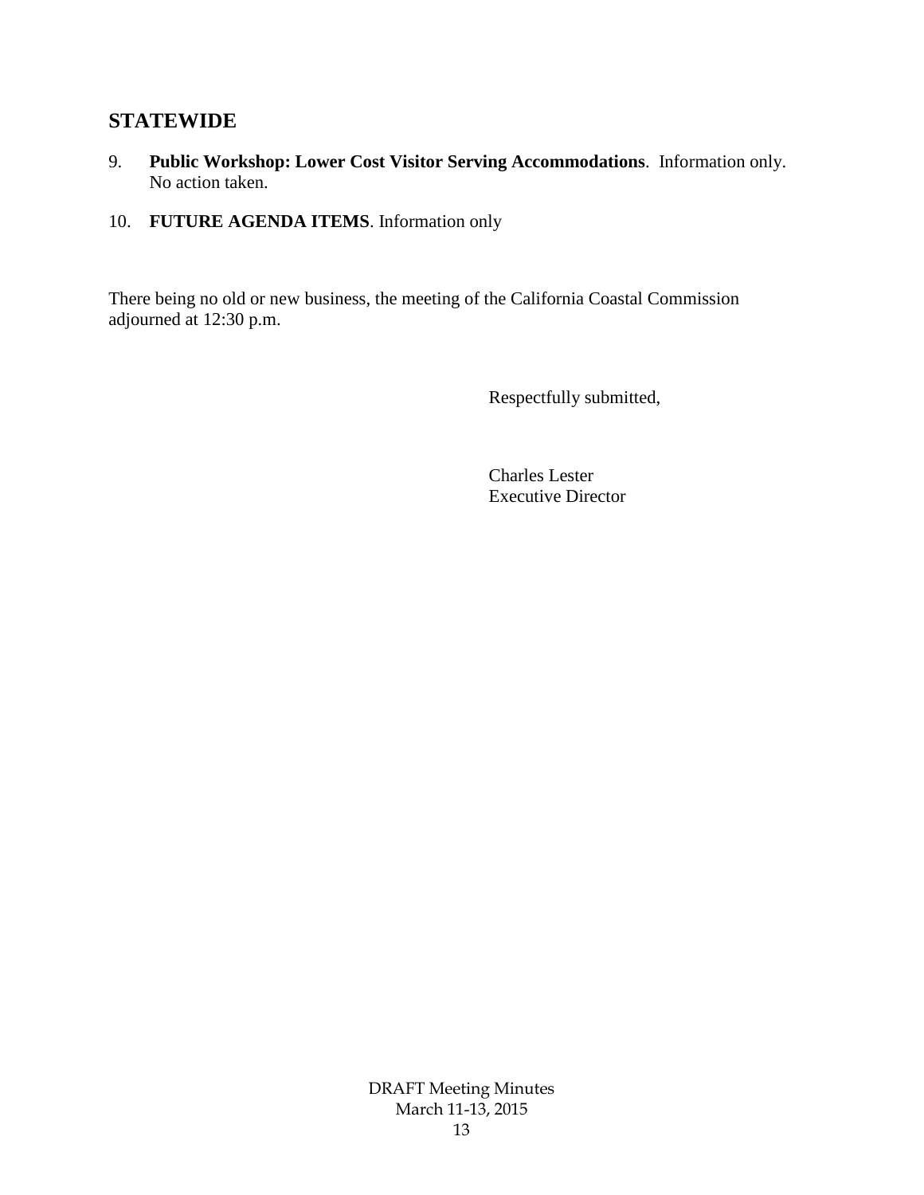## STATEWIDE

9. **Public Workshop: Lower Cost Visitor Serving Accommodations**. Information only. No action taken.

10. **FUTURE AGENDA ITEMS**. Information only

There being no old or new business, the meeting of the California Coastal Commission adjourned at 12:30 p.m.

Respectfully submitted,

Charles Lester
Executive Director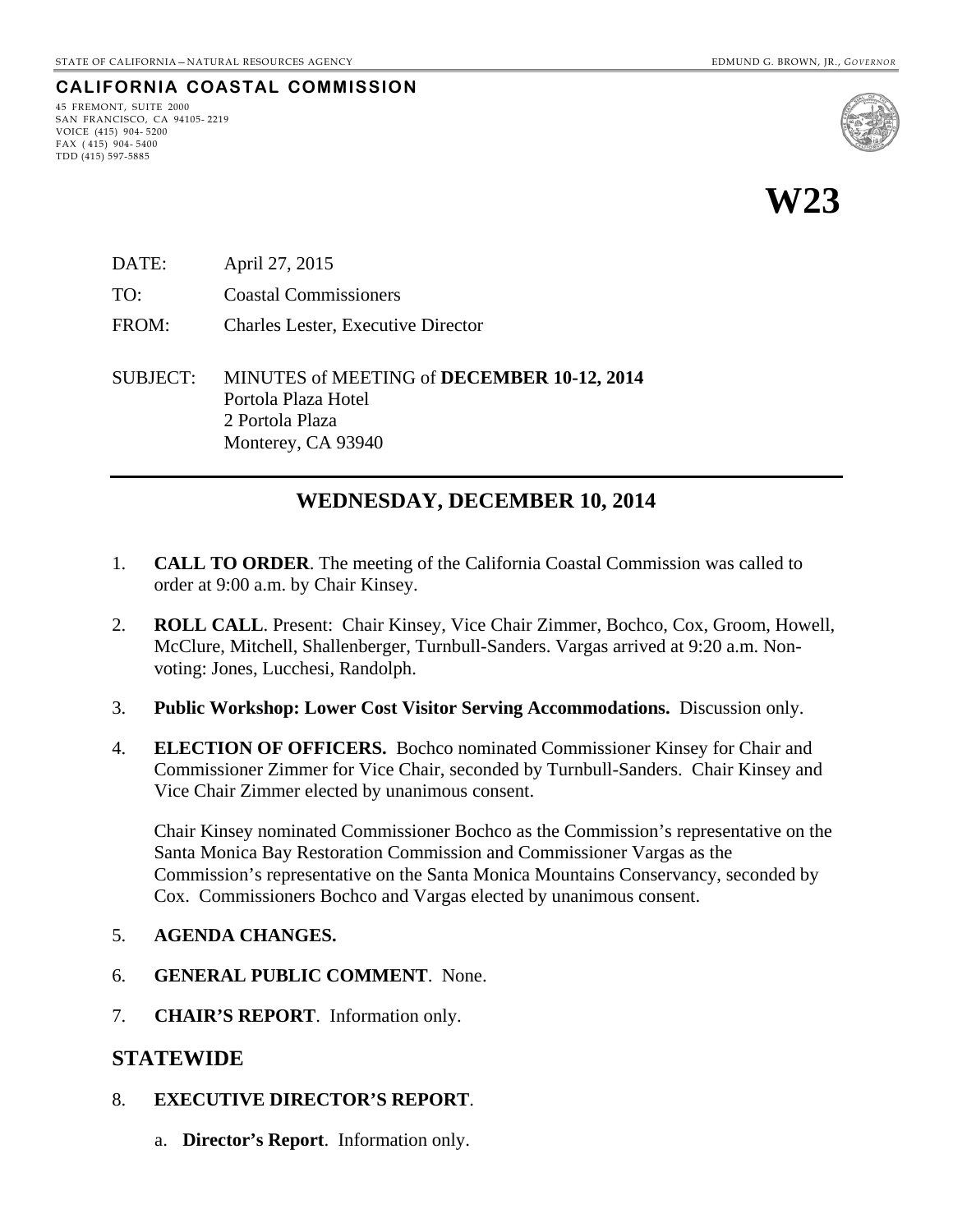STATE OF CALIFORNIA—NATURAL RESOURCES AGENCY EDMUND G. BROWN, JR., *GOVERNOR*

**CALIFORNIA COASTAL COMMISSION**

45 FREMONT, SUITE 2000
SAN FRANCISCO, CA 94105-2219
VOICE (415) 904-5200
FAX (415) 904-5400
TDD (415) 597-5885

# W23

DATE: April 27, 2015

TO: Coastal Commissioners

FROM: Charles Lester, Executive Director

SUBJECT: MINUTES of MEETING of **DECEMBER 10-12, 2014**
Portola Plaza Hotel
2 Portola Plaza
Monterey, CA 93940

---

## WEDNESDAY, DECEMBER 10, 2014

1. **CALL TO ORDER**. The meeting of the California Coastal Commission was called to order at 9:00 a.m. by Chair Kinsey.

2. **ROLL CALL**. Present: Chair Kinsey, Vice Chair Zimmer, Bochco, Cox, Groom, Howell, McClure, Mitchell, Shallenberger, Turnbull-Sanders. Vargas arrived at 9:20 a.m. Non-voting: Jones, Lucchesi, Randolph.

3. **Public Workshop: Lower Cost Visitor Serving Accommodations.** Discussion only.

4. **ELECTION OF OFFICERS.** Bochco nominated Commissioner Kinsey for Chair and Commissioner Zimmer for Vice Chair, seconded by Turnbull-Sanders. Chair Kinsey and Vice Chair Zimmer elected by unanimous consent.

   Chair Kinsey nominated Commissioner Bochco as the Commission's representative on the Santa Monica Bay Restoration Commission and Commissioner Vargas as the Commission's representative on the Santa Monica Mountains Conservancy, seconded by Cox. Commissioners Bochco and Vargas elected by unanimous consent.

5. **AGENDA CHANGES.**

6. **GENERAL PUBLIC COMMENT**. None.

7. **CHAIR'S REPORT**. Information only.

## STATEWIDE

8. **EXECUTIVE DIRECTOR'S REPORT**.

   a. **Director's Report**. Information only.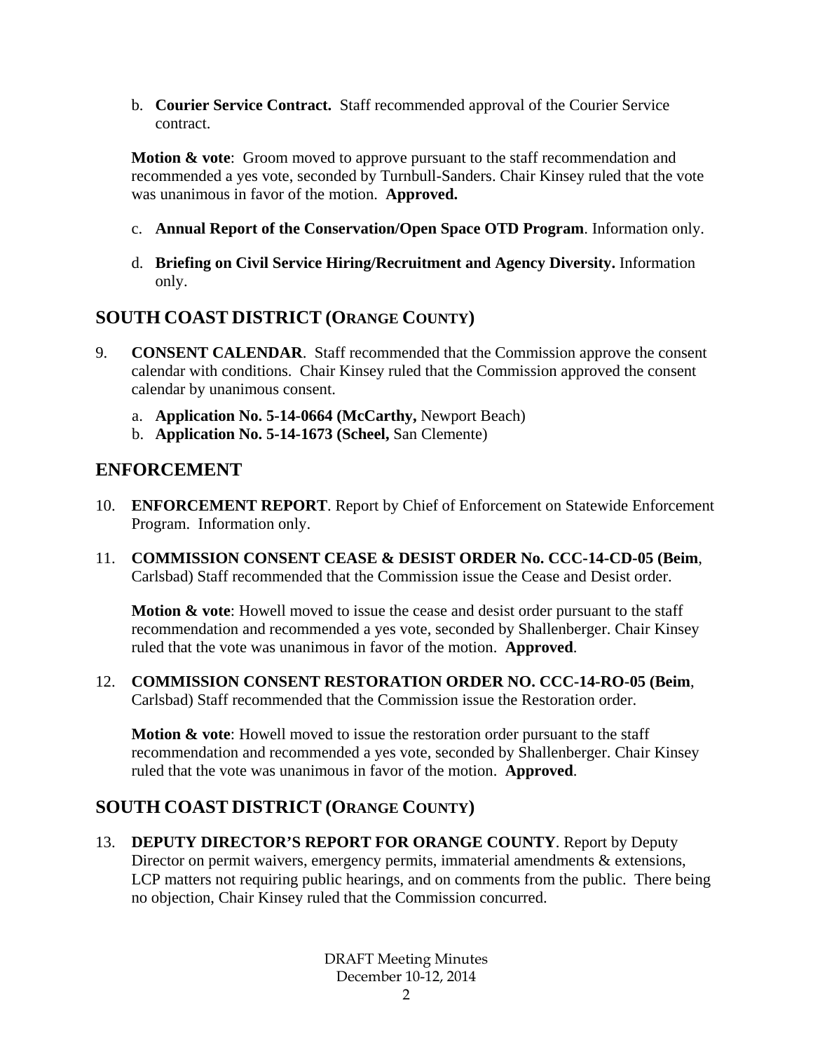b. **Courier Service Contract.** Staff recommended approval of the Courier Service contract.

**Motion & vote**: Groom moved to approve pursuant to the staff recommendation and recommended a yes vote, seconded by Turnbull-Sanders. Chair Kinsey ruled that the vote was unanimous in favor of the motion. **Approved.**

c. **Annual Report of the Conservation/Open Space OTD Program**. Information only.

d. **Briefing on Civil Service Hiring/Recruitment and Agency Diversity.** Information only.

## SOUTH COAST DISTRICT (ORANGE COUNTY)

9. **CONSENT CALENDAR**. Staff recommended that the Commission approve the consent calendar with conditions. Chair Kinsey ruled that the Commission approved the consent calendar by unanimous consent.

   a. **Application No. 5-14-0664 (McCarthy,** Newport Beach)
   b. **Application No. 5-14-1673 (Scheel,** San Clemente)

## ENFORCEMENT

10. **ENFORCEMENT REPORT**. Report by Chief of Enforcement on Statewide Enforcement Program. Information only.

11. **COMMISSION CONSENT CEASE & DESIST ORDER No. CCC-14-CD-05 (Beim**, Carlsbad) Staff recommended that the Commission issue the Cease and Desist order.

    **Motion & vote**: Howell moved to issue the cease and desist order pursuant to the staff recommendation and recommended a yes vote, seconded by Shallenberger. Chair Kinsey ruled that the vote was unanimous in favor of the motion. **Approved**.

12. **COMMISSION CONSENT RESTORATION ORDER NO. CCC-14-RO-05 (Beim**, Carlsbad) Staff recommended that the Commission issue the Restoration order.

    **Motion & vote**: Howell moved to issue the restoration order pursuant to the staff recommendation and recommended a yes vote, seconded by Shallenberger. Chair Kinsey ruled that the vote was unanimous in favor of the motion. **Approved**.

## SOUTH COAST DISTRICT (ORANGE COUNTY)

13. **DEPUTY DIRECTOR'S REPORT FOR ORANGE COUNTY**. Report by Deputy Director on permit waivers, emergency permits, immaterial amendments & extensions, LCP matters not requiring public hearings, and on comments from the public. There being no objection, Chair Kinsey ruled that the Commission concurred.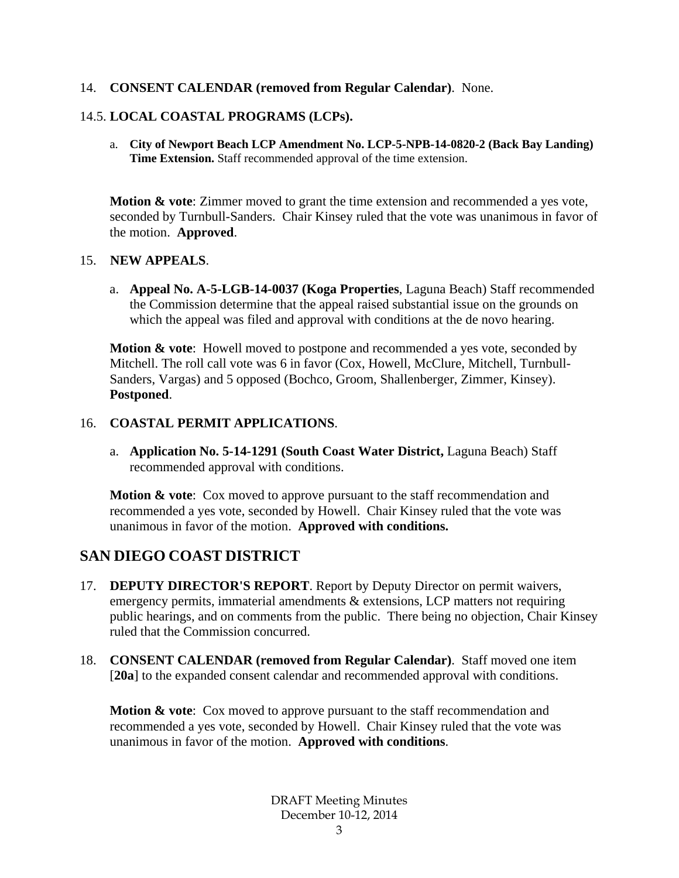14. **CONSENT CALENDAR (removed from Regular Calendar)**. None.

14.5. **LOCAL COASTAL PROGRAMS (LCPs).**

a. **City of Newport Beach LCP Amendment No. LCP-5-NPB-14-0820-2 (Back Bay Landing) Time Extension.** Staff recommended approval of the time extension.

**Motion & vote**: Zimmer moved to grant the time extension and recommended a yes vote, seconded by Turnbull-Sanders. Chair Kinsey ruled that the vote was unanimous in favor of the motion. **Approved**.

15. **NEW APPEALS**.

a. **Appeal No. A-5-LGB-14-0037 (Koga Properties**, Laguna Beach) Staff recommended the Commission determine that the appeal raised substantial issue on the grounds on which the appeal was filed and approval with conditions at the de novo hearing.

**Motion & vote**: Howell moved to postpone and recommended a yes vote, seconded by Mitchell. The roll call vote was 6 in favor (Cox, Howell, McClure, Mitchell, Turnbull-Sanders, Vargas) and 5 opposed (Bochco, Groom, Shallenberger, Zimmer, Kinsey). **Postponed**.

16. **COASTAL PERMIT APPLICATIONS**.

a. **Application No. 5-14-1291 (South Coast Water District,** Laguna Beach) Staff recommended approval with conditions.

**Motion & vote**: Cox moved to approve pursuant to the staff recommendation and recommended a yes vote, seconded by Howell. Chair Kinsey ruled that the vote was unanimous in favor of the motion. **Approved with conditions.**

## SAN DIEGO COAST DISTRICT

17. **DEPUTY DIRECTOR'S REPORT**. Report by Deputy Director on permit waivers, emergency permits, immaterial amendments & extensions, LCP matters not requiring public hearings, and on comments from the public. There being no objection, Chair Kinsey ruled that the Commission concurred.

18. **CONSENT CALENDAR (removed from Regular Calendar)**. Staff moved one item [**20a**] to the expanded consent calendar and recommended approval with conditions.

**Motion & vote**: Cox moved to approve pursuant to the staff recommendation and recommended a yes vote, seconded by Howell. Chair Kinsey ruled that the vote was unanimous in favor of the motion. **Approved with conditions**.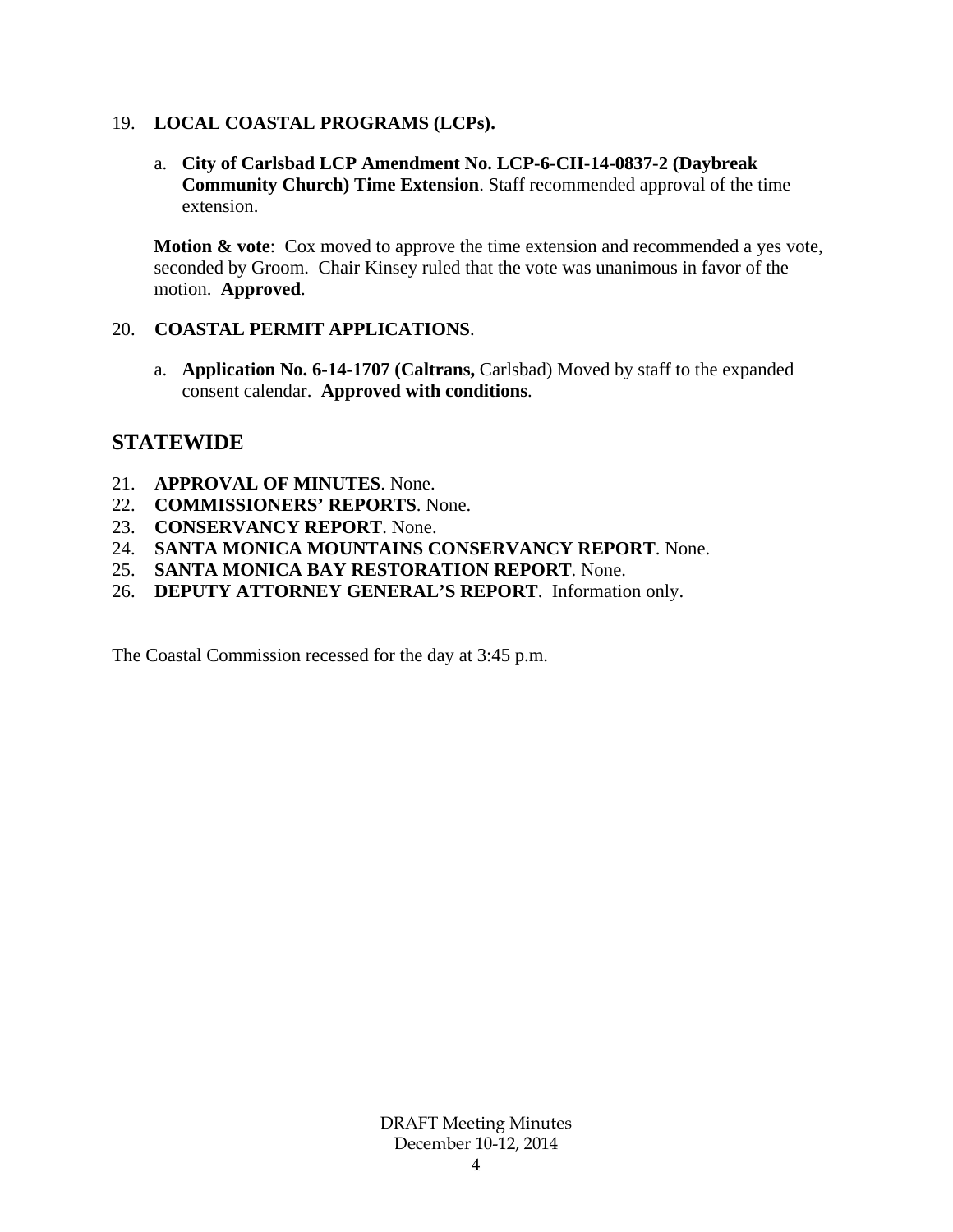19. **LOCAL COASTAL PROGRAMS (LCPs).**

    a. **City of Carlsbad LCP Amendment No. LCP-6-CII-14-0837-2 (Daybreak Community Church) Time Extension**. Staff recommended approval of the time extension.

    **Motion & vote**: Cox moved to approve the time extension and recommended a yes vote, seconded by Groom. Chair Kinsey ruled that the vote was unanimous in favor of the motion. **Approved**.

20. **COASTAL PERMIT APPLICATIONS**.

    a. **Application No. 6-14-1707 (Caltrans,** Carlsbad) Moved by staff to the expanded consent calendar. **Approved with conditions**.

## STATEWIDE

21. **APPROVAL OF MINUTES**. None.
22. **COMMISSIONERS' REPORTS**. None.
23. **CONSERVANCY REPORT**. None.
24. **SANTA MONICA MOUNTAINS CONSERVANCY REPORT**. None.
25. **SANTA MONICA BAY RESTORATION REPORT**. None.
26. **DEPUTY ATTORNEY GENERAL'S REPORT**. Information only.

The Coastal Commission recessed for the day at 3:45 p.m.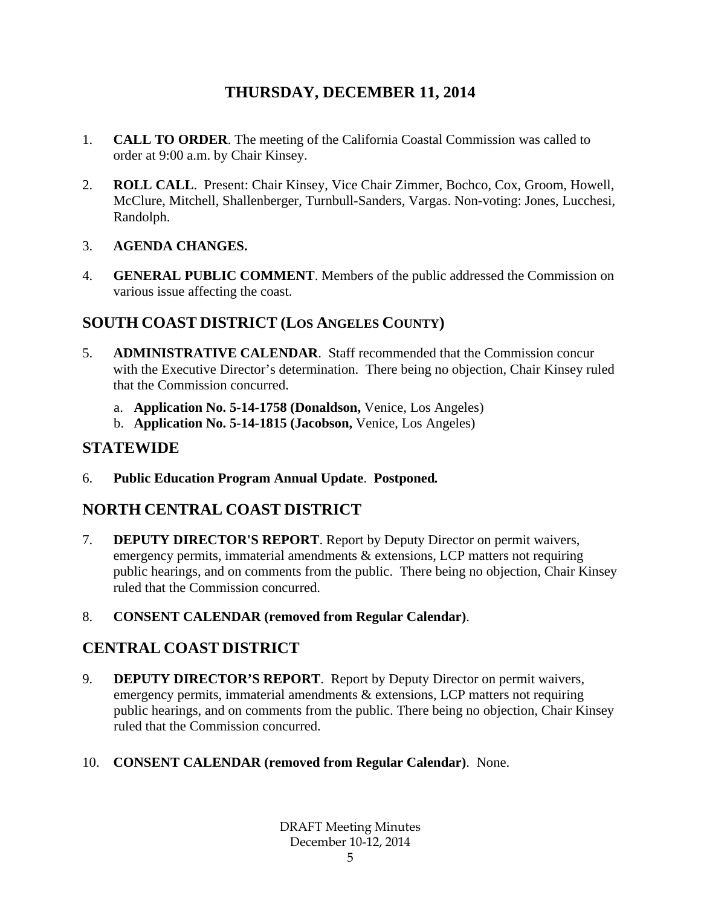# THURSDAY, DECEMBER 11, 2014

1. **CALL TO ORDER**. The meeting of the California Coastal Commission was called to order at 9:00 a.m. by Chair Kinsey.

2. **ROLL CALL**. Present: Chair Kinsey, Vice Chair Zimmer, Bochco, Cox, Groom, Howell, McClure, Mitchell, Shallenberger, Turnbull-Sanders, Vargas. Non-voting: Jones, Lucchesi, Randolph.

3. **AGENDA CHANGES.**

4. **GENERAL PUBLIC COMMENT**. Members of the public addressed the Commission on various issue affecting the coast.

## SOUTH COAST DISTRICT (LOS ANGELES COUNTY)

5. **ADMINISTRATIVE CALENDAR**. Staff recommended that the Commission concur with the Executive Director's determination. There being no objection, Chair Kinsey ruled that the Commission concurred.

   a. **Application No. 5-14-1758 (Donaldson,** Venice, Los Angeles)
   b. **Application No. 5-14-1815 (Jacobson,** Venice, Los Angeles)

## STATEWIDE

6. **Public Education Program Annual Update**. **Postponed.**

## NORTH CENTRAL COAST DISTRICT

7. **DEPUTY DIRECTOR'S REPORT**. Report by Deputy Director on permit waivers, emergency permits, immaterial amendments & extensions, LCP matters not requiring public hearings, and on comments from the public. There being no objection, Chair Kinsey ruled that the Commission concurred.

8. **CONSENT CALENDAR (removed from Regular Calendar)**.

## CENTRAL COAST DISTRICT

9. **DEPUTY DIRECTOR'S REPORT**. Report by Deputy Director on permit waivers, emergency permits, immaterial amendments & extensions, LCP matters not requiring public hearings, and on comments from the public. There being no objection, Chair Kinsey ruled that the Commission concurred.

10. **CONSENT CALENDAR (removed from Regular Calendar)**. None.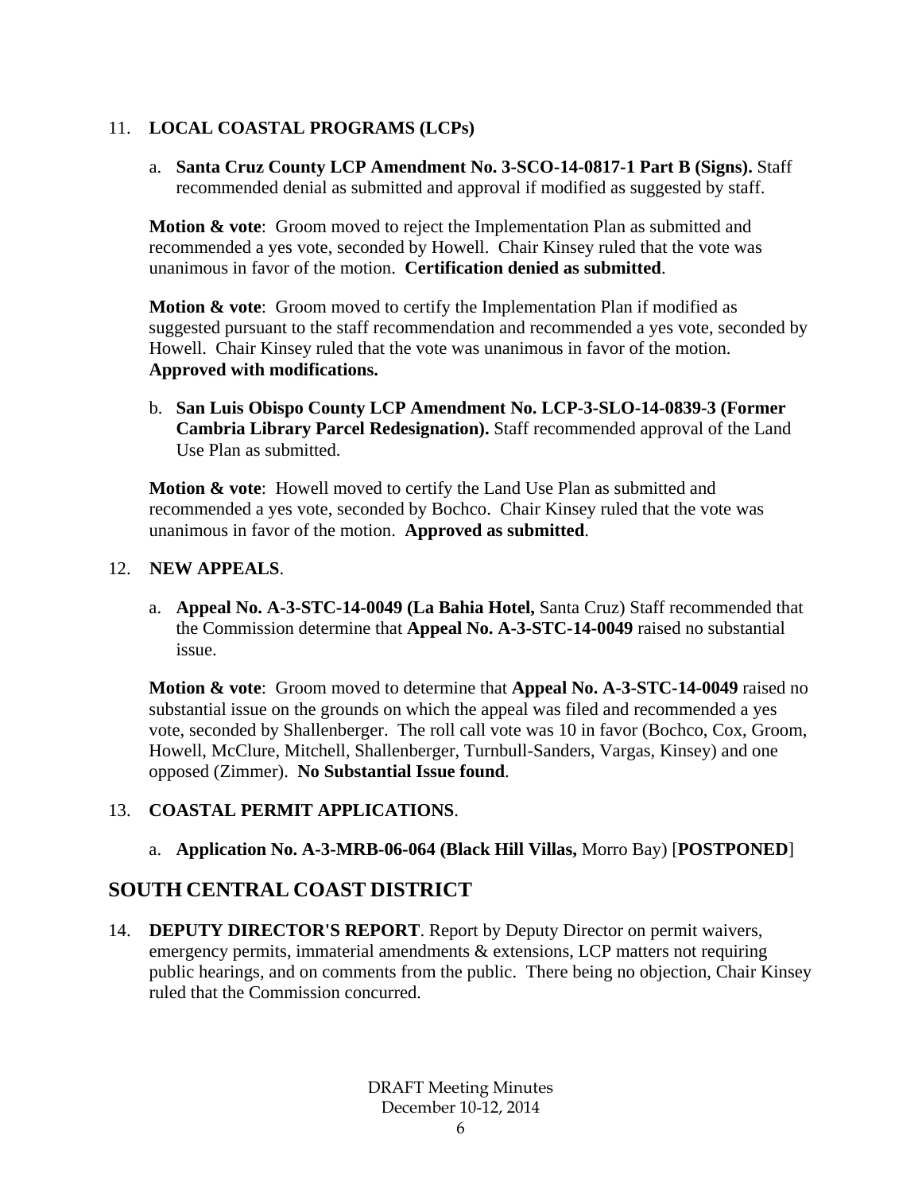11. **LOCAL COASTAL PROGRAMS (LCPs)**

    a. **Santa Cruz County LCP Amendment No. 3-SCO-14-0817-1 Part B (Signs).** Staff recommended denial as submitted and approval if modified as suggested by staff.

    **Motion & vote**: Groom moved to reject the Implementation Plan as submitted and recommended a yes vote, seconded by Howell. Chair Kinsey ruled that the vote was unanimous in favor of the motion. **Certification denied as submitted**.

    **Motion & vote**: Groom moved to certify the Implementation Plan if modified as suggested pursuant to the staff recommendation and recommended a yes vote, seconded by Howell. Chair Kinsey ruled that the vote was unanimous in favor of the motion. **Approved with modifications.**

    b. **San Luis Obispo County LCP Amendment No. LCP-3-SLO-14-0839-3 (Former Cambria Library Parcel Redesignation).** Staff recommended approval of the Land Use Plan as submitted.

    **Motion & vote**: Howell moved to certify the Land Use Plan as submitted and recommended a yes vote, seconded by Bochco. Chair Kinsey ruled that the vote was unanimous in favor of the motion. **Approved as submitted**.

12. **NEW APPEALS**.

    a. **Appeal No. A-3-STC-14-0049 (La Bahia Hotel,** Santa Cruz) Staff recommended that the Commission determine that **Appeal No. A-3-STC-14-0049** raised no substantial issue.

    **Motion & vote**: Groom moved to determine that **Appeal No. A-3-STC-14-0049** raised no substantial issue on the grounds on which the appeal was filed and recommended a yes vote, seconded by Shallenberger. The roll call vote was 10 in favor (Bochco, Cox, Groom, Howell, McClure, Mitchell, Shallenberger, Turnbull-Sanders, Vargas, Kinsey) and one opposed (Zimmer). **No Substantial Issue found**.

13. **COASTAL PERMIT APPLICATIONS**.

    a. **Application No. A-3-MRB-06-064 (Black Hill Villas,** Morro Bay) [**POSTPONED**]

## SOUTH CENTRAL COAST DISTRICT

14. **DEPUTY DIRECTOR'S REPORT**. Report by Deputy Director on permit waivers, emergency permits, immaterial amendments & extensions, LCP matters not requiring public hearings, and on comments from the public. There being no objection, Chair Kinsey ruled that the Commission concurred.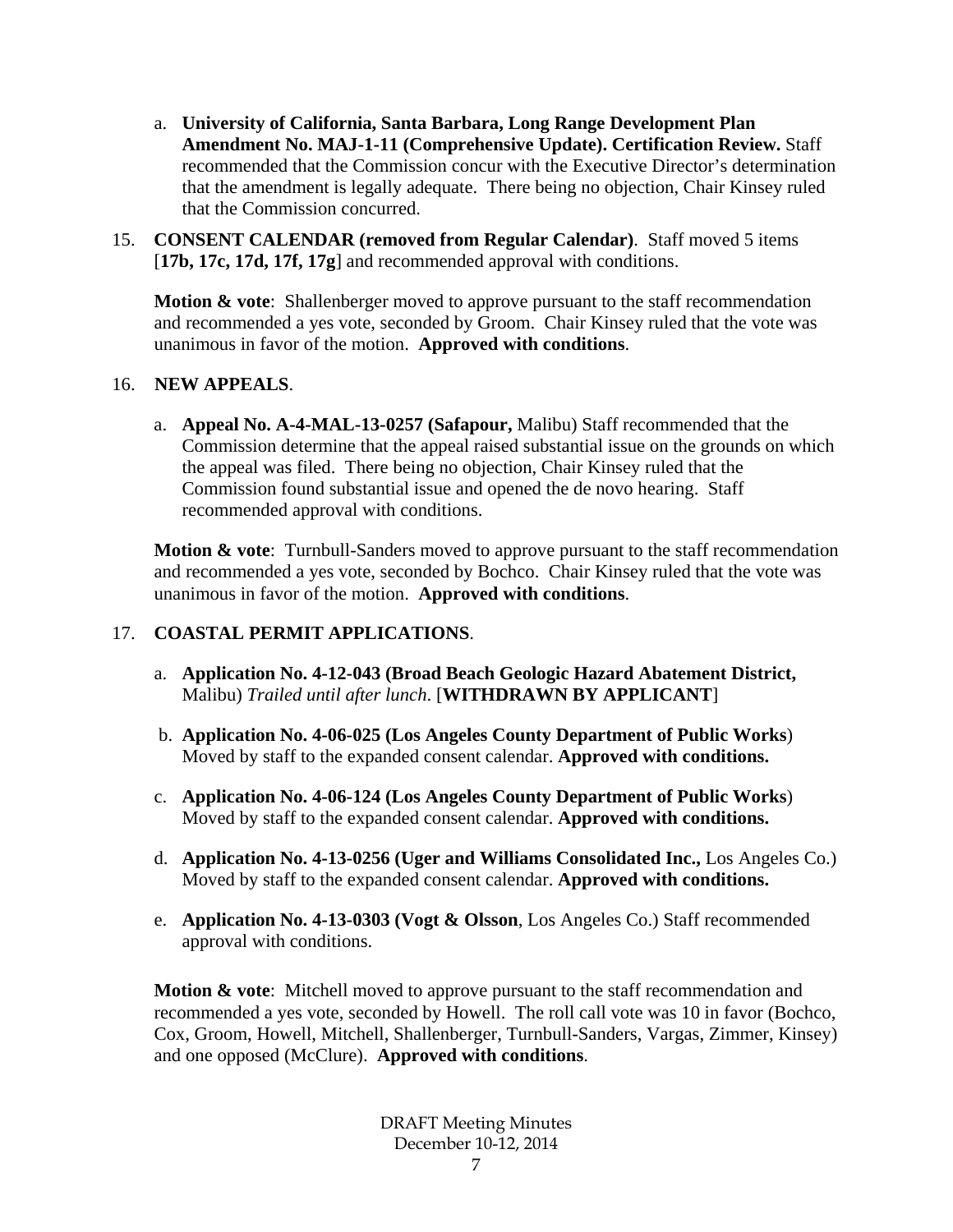a. **University of California, Santa Barbara, Long Range Development Plan Amendment No. MAJ-1-11 (Comprehensive Update). Certification Review.** Staff recommended that the Commission concur with the Executive Director's determination that the amendment is legally adequate. There being no objection, Chair Kinsey ruled that the Commission concurred.

15. **CONSENT CALENDAR (removed from Regular Calendar)**. Staff moved 5 items [**17b, 17c, 17d, 17f, 17g**] and recommended approval with conditions.

    **Motion & vote**: Shallenberger moved to approve pursuant to the staff recommendation and recommended a yes vote, seconded by Groom. Chair Kinsey ruled that the vote was unanimous in favor of the motion. **Approved with conditions**.

16. **NEW APPEALS**.

    a. **Appeal No. A-4-MAL-13-0257 (Safapour,** Malibu) Staff recommended that the Commission determine that the appeal raised substantial issue on the grounds on which the appeal was filed. There being no objection, Chair Kinsey ruled that the Commission found substantial issue and opened the de novo hearing. Staff recommended approval with conditions.

    **Motion & vote**: Turnbull-Sanders moved to approve pursuant to the staff recommendation and recommended a yes vote, seconded by Bochco. Chair Kinsey ruled that the vote was unanimous in favor of the motion. **Approved with conditions**.

17. **COASTAL PERMIT APPLICATIONS**.

    a. **Application No. 4-12-043 (Broad Beach Geologic Hazard Abatement District,** Malibu) *Trailed until after lunch.* [**WITHDRAWN BY APPLICANT**]

    b. **Application No. 4-06-025 (Los Angeles County Department of Public Works**) Moved by staff to the expanded consent calendar. **Approved with conditions.**

    c. **Application No. 4-06-124 (Los Angeles County Department of Public Works**) Moved by staff to the expanded consent calendar. **Approved with conditions.**

    d. **Application No. 4-13-0256 (Uger and Williams Consolidated Inc.,** Los Angeles Co.) Moved by staff to the expanded consent calendar. **Approved with conditions.**

    e. **Application No. 4-13-0303 (Vogt & Olsson**, Los Angeles Co.) Staff recommended approval with conditions.

    **Motion & vote**: Mitchell moved to approve pursuant to the staff recommendation and recommended a yes vote, seconded by Howell. The roll call vote was 10 in favor (Bochco, Cox, Groom, Howell, Mitchell, Shallenberger, Turnbull-Sanders, Vargas, Zimmer, Kinsey) and one opposed (McClure). **Approved with conditions**.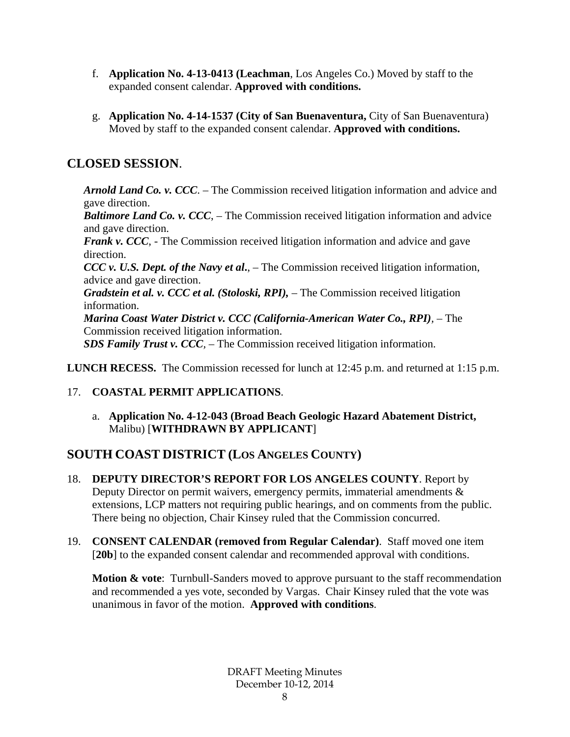f. **Application No. 4-13-0413 (Leachman**, Los Angeles Co.) Moved by staff to the expanded consent calendar. **Approved with conditions.**

g. **Application No. 4-14-1537 (City of San Buenaventura,** City of San Buenaventura) Moved by staff to the expanded consent calendar. **Approved with conditions.**

## CLOSED SESSION.

***Arnold Land Co. v. CCC***. – The Commission received litigation information and advice and gave direction.
***Baltimore Land Co. v. CCC***, – The Commission received litigation information and advice and gave direction.
***Frank v. CCC***, - The Commission received litigation information and advice and gave direction.
***CCC v. U.S. Dept. of the Navy et al.***, – The Commission received litigation information, advice and gave direction.
***Gradstein et al. v. CCC et al. (Stoloski, RPI),*** – The Commission received litigation information.
***Marina Coast Water District v. CCC (California-American Water Co., RPI)***, – The Commission received litigation information.
***SDS Family Trust v. CCC***, – The Commission received litigation information.

**LUNCH RECESS.** The Commission recessed for lunch at 12:45 p.m. and returned at 1:15 p.m.

17. **COASTAL PERMIT APPLICATIONS**.

    a. **Application No. 4-12-043 (Broad Beach Geologic Hazard Abatement District,** Malibu) [**WITHDRAWN BY APPLICANT**]

## SOUTH COAST DISTRICT (LOS ANGELES COUNTY)

18. **DEPUTY DIRECTOR'S REPORT FOR LOS ANGELES COUNTY**. Report by Deputy Director on permit waivers, emergency permits, immaterial amendments & extensions, LCP matters not requiring public hearings, and on comments from the public. There being no objection, Chair Kinsey ruled that the Commission concurred.

19. **CONSENT CALENDAR (removed from Regular Calendar)**. Staff moved one item [**20b**] to the expanded consent calendar and recommended approval with conditions.

    **Motion & vote**: Turnbull-Sanders moved to approve pursuant to the staff recommendation and recommended a yes vote, seconded by Vargas. Chair Kinsey ruled that the vote was unanimous in favor of the motion. **Approved with conditions**.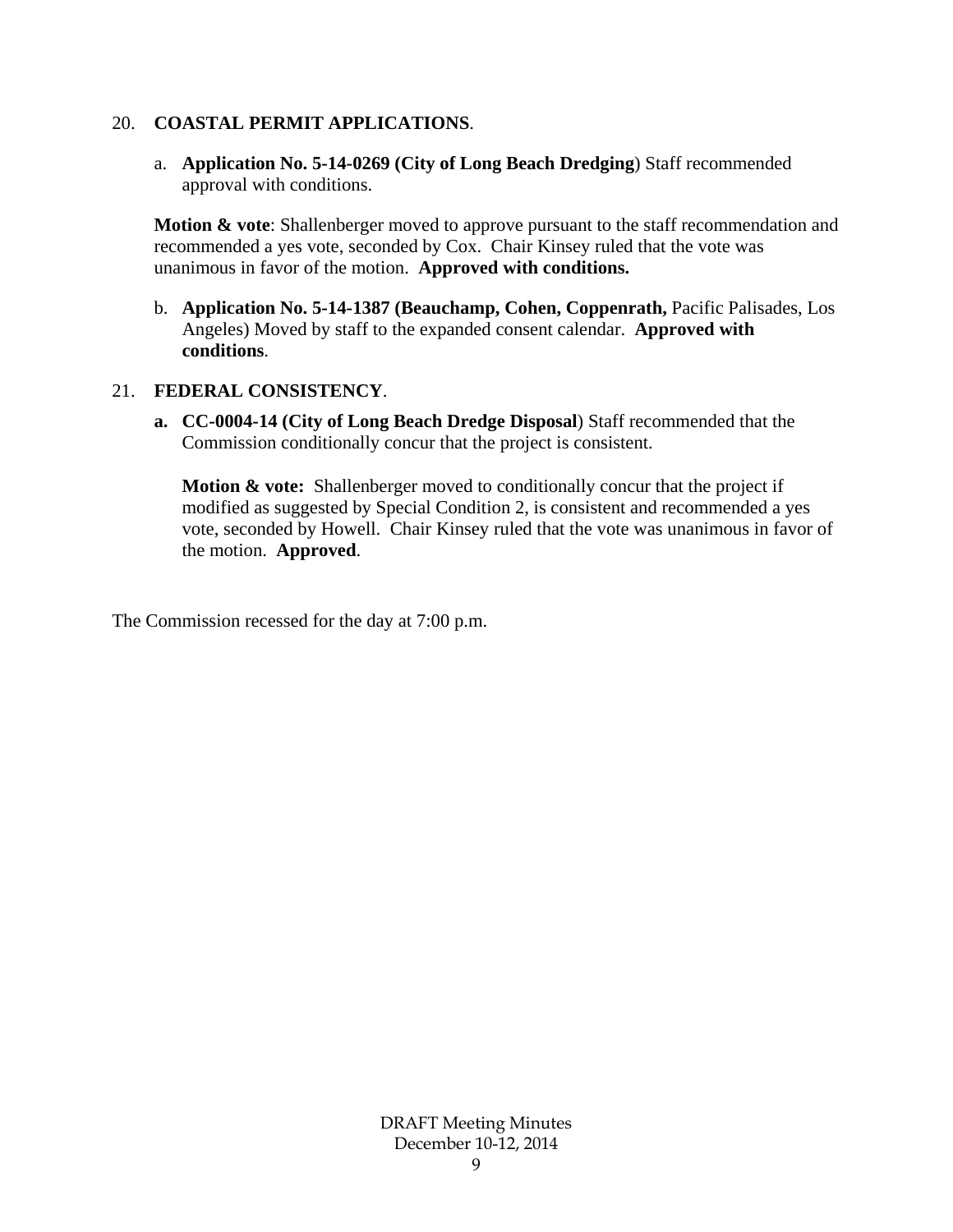20. **COASTAL PERMIT APPLICATIONS**.

    a. **Application No. 5-14-0269 (City of Long Beach Dredging**) Staff recommended approval with conditions.

    **Motion & vote**: Shallenberger moved to approve pursuant to the staff recommendation and recommended a yes vote, seconded by Cox. Chair Kinsey ruled that the vote was unanimous in favor of the motion. **Approved with conditions.**

    b. **Application No. 5-14-1387 (Beauchamp, Cohen, Coppenrath,** Pacific Palisades, Los Angeles) Moved by staff to the expanded consent calendar. **Approved with conditions**.

21. **FEDERAL CONSISTENCY**.

    **a. CC-0004-14 (City of Long Beach Dredge Disposal**) Staff recommended that the Commission conditionally concur that the project is consistent.

    **Motion & vote:** Shallenberger moved to conditionally concur that the project if modified as suggested by Special Condition 2, is consistent and recommended a yes vote, seconded by Howell. Chair Kinsey ruled that the vote was unanimous in favor of the motion. **Approved**.

The Commission recessed for the day at 7:00 p.m.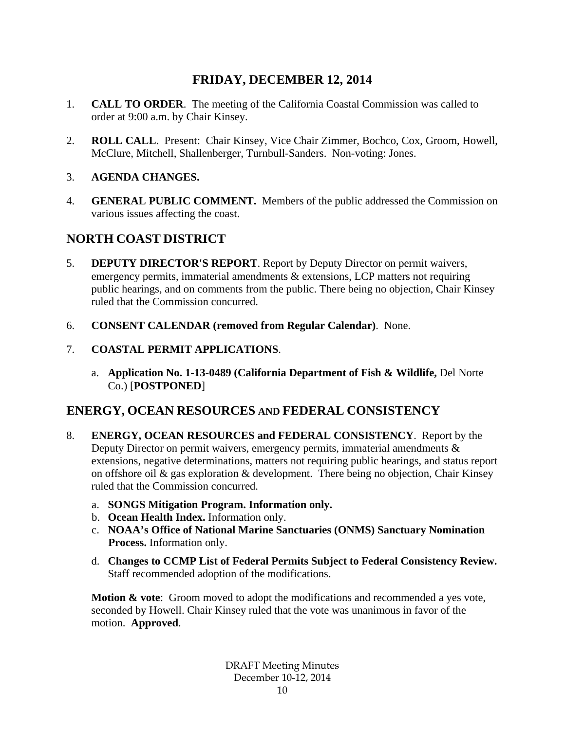## FRIDAY, DECEMBER 12, 2014

1. **CALL TO ORDER**. The meeting of the California Coastal Commission was called to order at 9:00 a.m. by Chair Kinsey.

2. **ROLL CALL**. Present: Chair Kinsey, Vice Chair Zimmer, Bochco, Cox, Groom, Howell, McClure, Mitchell, Shallenberger, Turnbull-Sanders. Non-voting: Jones.

3. **AGENDA CHANGES.**

4. **GENERAL PUBLIC COMMENT.** Members of the public addressed the Commission on various issues affecting the coast.

## NORTH COAST DISTRICT

5. **DEPUTY DIRECTOR'S REPORT**. Report by Deputy Director on permit waivers, emergency permits, immaterial amendments & extensions, LCP matters not requiring public hearings, and on comments from the public. There being no objection, Chair Kinsey ruled that the Commission concurred.

6. **CONSENT CALENDAR (removed from Regular Calendar)**. None.

7. **COASTAL PERMIT APPLICATIONS**.

   a. **Application No. 1-13-0489 (California Department of Fish & Wildlife,** Del Norte Co.) [**POSTPONED**]

## ENERGY, OCEAN RESOURCES AND FEDERAL CONSISTENCY

8. **ENERGY, OCEAN RESOURCES and FEDERAL CONSISTENCY**. Report by the Deputy Director on permit waivers, emergency permits, immaterial amendments & extensions, negative determinations, matters not requiring public hearings, and status report on offshore oil & gas exploration & development. There being no objection, Chair Kinsey ruled that the Commission concurred.

   a. **SONGS Mitigation Program. Information only.**
   b. **Ocean Health Index.** Information only.
   c. **NOAA's Office of National Marine Sanctuaries (ONMS) Sanctuary Nomination Process.** Information only.
   d. **Changes to CCMP List of Federal Permits Subject to Federal Consistency Review.** Staff recommended adoption of the modifications.

   **Motion & vote**: Groom moved to adopt the modifications and recommended a yes vote, seconded by Howell. Chair Kinsey ruled that the vote was unanimous in favor of the motion. **Approved**.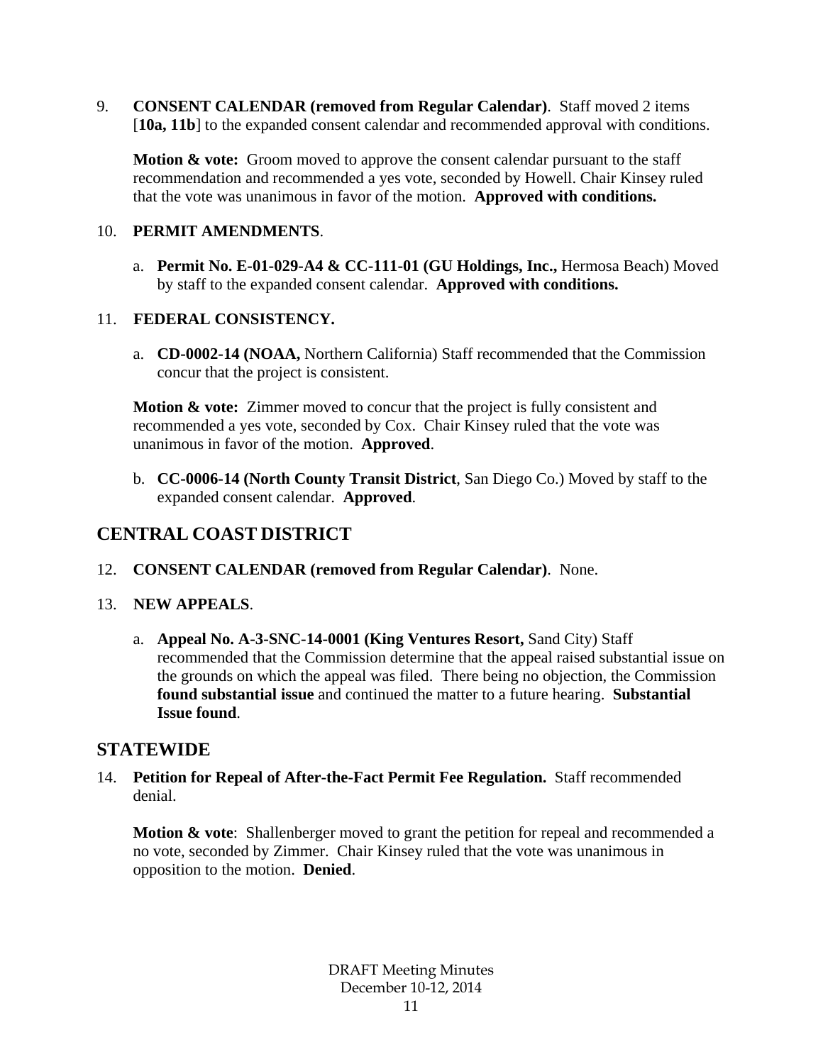9. **CONSENT CALENDAR (removed from Regular Calendar)**. Staff moved 2 items [**10a, 11b**] to the expanded consent calendar and recommended approval with conditions.

   **Motion & vote:** Groom moved to approve the consent calendar pursuant to the staff recommendation and recommended a yes vote, seconded by Howell. Chair Kinsey ruled that the vote was unanimous in favor of the motion. **Approved with conditions.**

10. **PERMIT AMENDMENTS**.

    a. **Permit No. E-01-029-A4 & CC-111-01 (GU Holdings, Inc.,** Hermosa Beach) Moved by staff to the expanded consent calendar. **Approved with conditions.**

11. **FEDERAL CONSISTENCY.**

    a. **CD-0002-14 (NOAA,** Northern California) Staff recommended that the Commission concur that the project is consistent.

    **Motion & vote:** Zimmer moved to concur that the project is fully consistent and recommended a yes vote, seconded by Cox. Chair Kinsey ruled that the vote was unanimous in favor of the motion. **Approved**.

    b. **CC-0006-14 (North County Transit District**, San Diego Co.) Moved by staff to the expanded consent calendar. **Approved**.

## CENTRAL COAST DISTRICT

12. **CONSENT CALENDAR (removed from Regular Calendar)**. None.

13. **NEW APPEALS**.

    a. **Appeal No. A-3-SNC-14-0001 (King Ventures Resort,** Sand City) Staff recommended that the Commission determine that the appeal raised substantial issue on the grounds on which the appeal was filed. There being no objection, the Commission **found substantial issue** and continued the matter to a future hearing. **Substantial Issue found**.

## STATEWIDE

14. **Petition for Repeal of After-the-Fact Permit Fee Regulation.** Staff recommended denial.

    **Motion & vote**: Shallenberger moved to grant the petition for repeal and recommended a no vote, seconded by Zimmer. Chair Kinsey ruled that the vote was unanimous in opposition to the motion. **Denied**.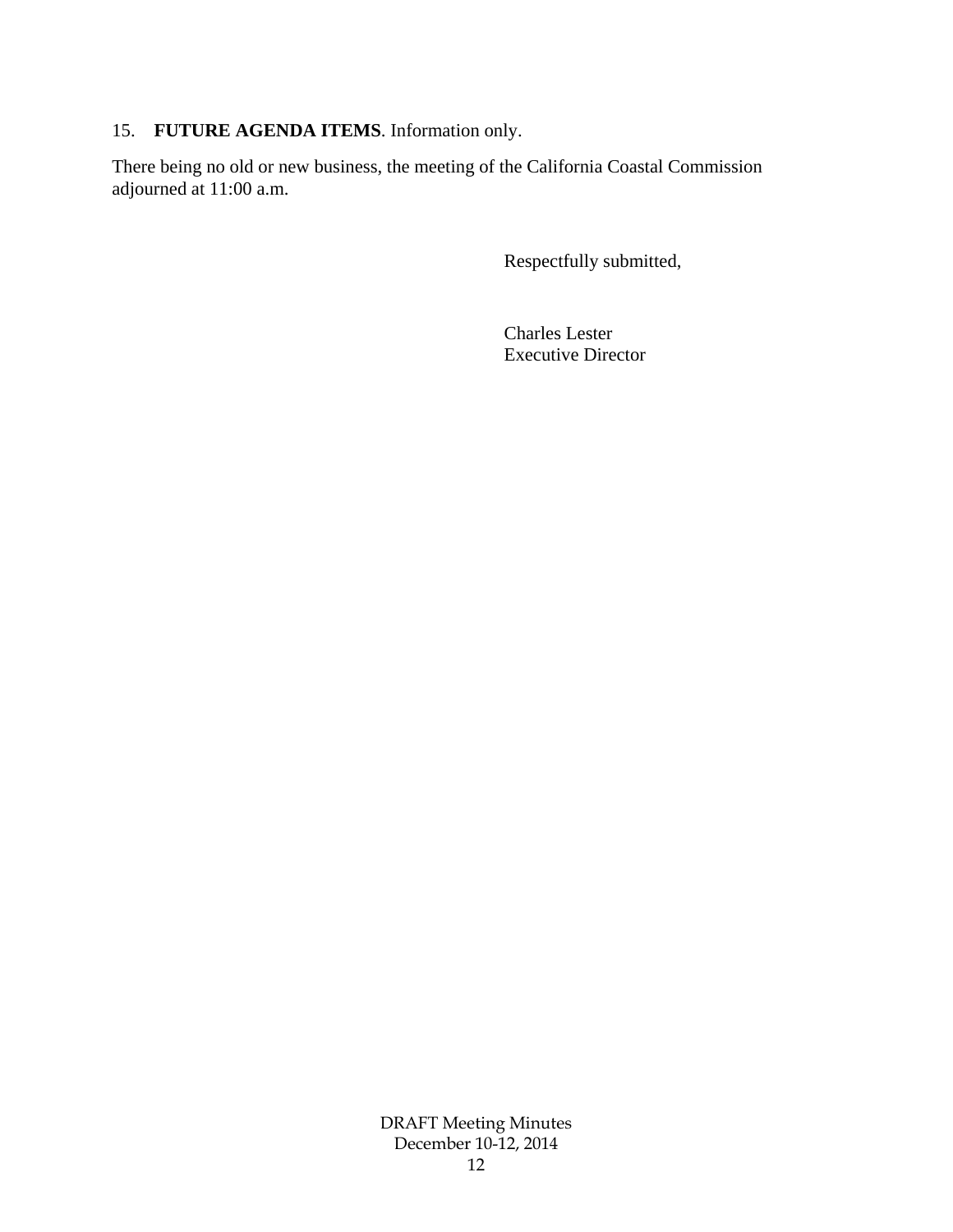15. **FUTURE AGENDA ITEMS**. Information only.

There being no old or new business, the meeting of the California Coastal Commission adjourned at 11:00 a.m.

Respectfully submitted,

Charles Lester
Executive Director